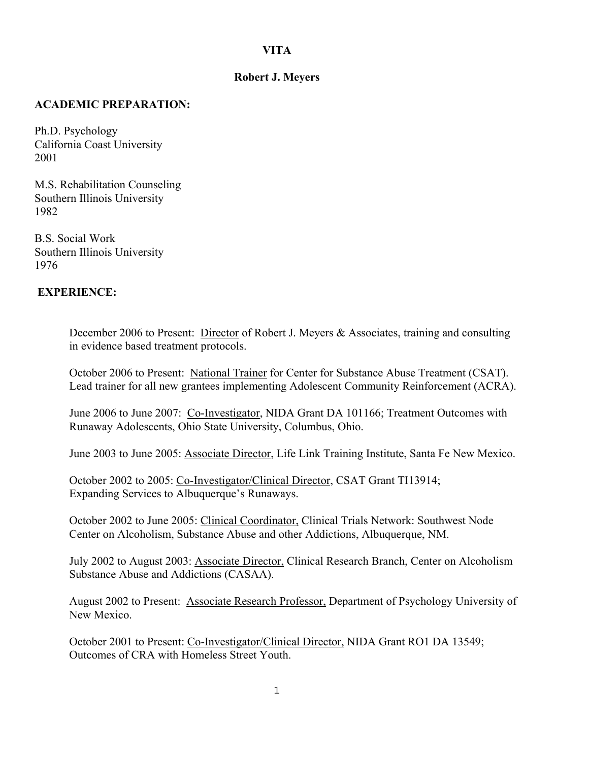# VITA

## Robert J. Meyers

**ACADEMIC PREPARATION:**

Ph.D. Psychology
California Coast University
2001

M.S. Rehabilitation Counseling
Southern Illinois University
1982

B.S. Social Work
Southern Illinois University
1976

**EXPERIENCE:**

December 2006 to Present: Director of Robert J. Meyers & Associates, training and consulting in evidence based treatment protocols.

October 2006 to Present: National Trainer for Center for Substance Abuse Treatment (CSAT). Lead trainer for all new grantees implementing Adolescent Community Reinforcement (ACRA).

June 2006 to June 2007: Co-Investigator, NIDA Grant DA 101166; Treatment Outcomes with Runaway Adolescents, Ohio State University, Columbus, Ohio.

June 2003 to June 2005: Associate Director, Life Link Training Institute, Santa Fe New Mexico.

October 2002 to 2005: Co-Investigator/Clinical Director, CSAT Grant TI13914; Expanding Services to Albuquerque's Runaways.

October 2002 to June 2005: Clinical Coordinator, Clinical Trials Network: Southwest Node Center on Alcoholism, Substance Abuse and other Addictions, Albuquerque, NM.

July 2002 to August 2003: Associate Director, Clinical Research Branch, Center on Alcoholism Substance Abuse and Addictions (CASAA).

August 2002 to Present: Associate Research Professor, Department of Psychology University of New Mexico.

October 2001 to Present: Co-Investigator/Clinical Director, NIDA Grant RO1 DA 13549; Outcomes of CRA with Homeless Street Youth.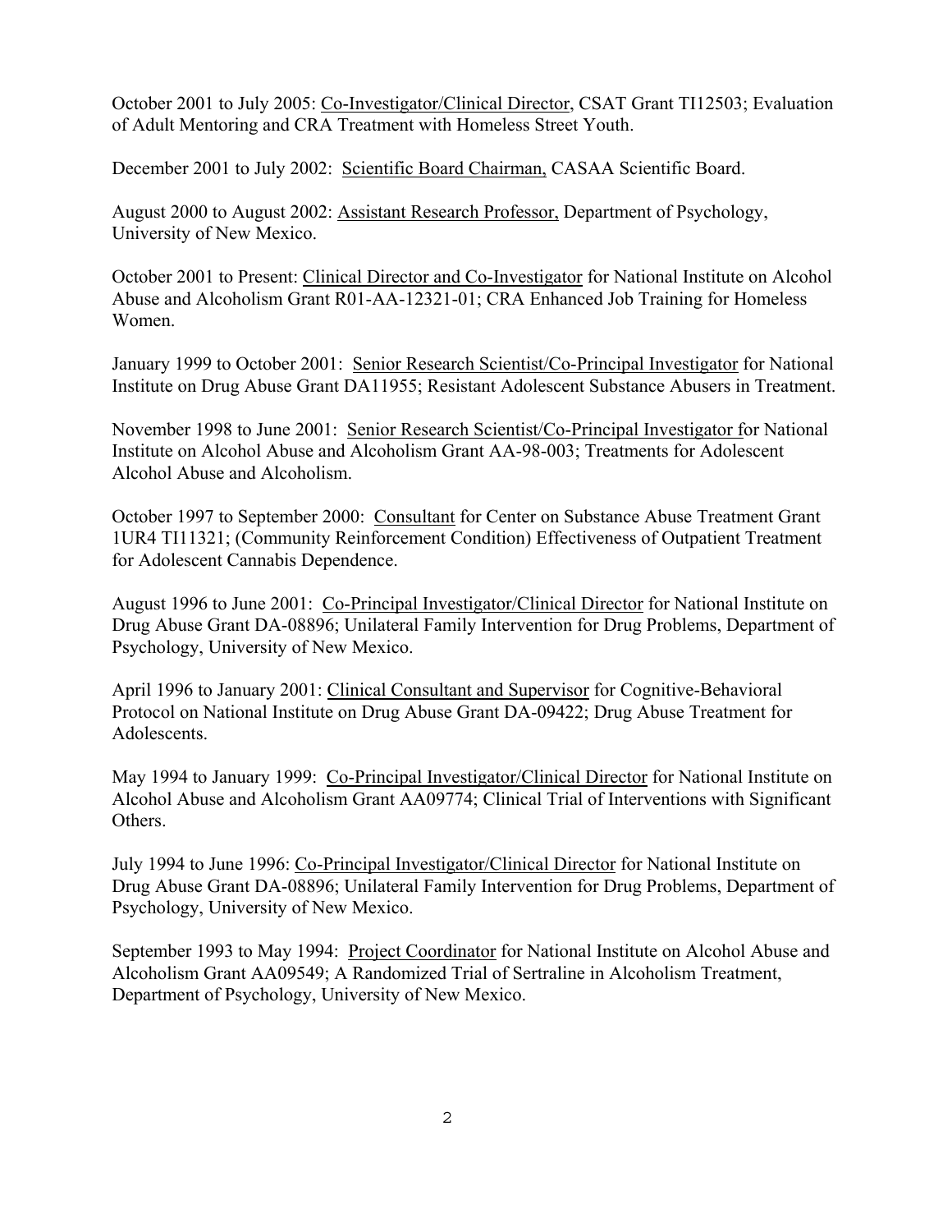October 2001 to July 2005: <u>Co-Investigator/Clinical Director</u>, CSAT Grant TI12503; Evaluation of Adult Mentoring and CRA Treatment with Homeless Street Youth.

December 2001 to July 2002: <u>Scientific Board Chairman,</u> CASAA Scientific Board.

August 2000 to August 2002: <u>Assistant Research Professor,</u> Department of Psychology, University of New Mexico.

October 2001 to Present: <u>Clinical Director and Co-Investigator</u> for National Institute on Alcohol Abuse and Alcoholism Grant R01-AA-12321-01; CRA Enhanced Job Training for Homeless Women.

January 1999 to October 2001: <u>Senior Research Scientist/Co-Principal Investigator</u> for National Institute on Drug Abuse Grant DA11955; Resistant Adolescent Substance Abusers in Treatment.

November 1998 to June 2001: <u>Senior Research Scientist/Co-Principal Investigator</u> for National Institute on Alcohol Abuse and Alcoholism Grant AA-98-003; Treatments for Adolescent Alcohol Abuse and Alcoholism.

October 1997 to September 2000: <u>Consultant</u> for Center on Substance Abuse Treatment Grant 1UR4 TI11321; (Community Reinforcement Condition) Effectiveness of Outpatient Treatment for Adolescent Cannabis Dependence.

August 1996 to June 2001: <u>Co-Principal Investigator/Clinical Director</u> for National Institute on Drug Abuse Grant DA-08896; Unilateral Family Intervention for Drug Problems, Department of Psychology, University of New Mexico.

April 1996 to January 2001: <u>Clinical Consultant and Supervisor</u> for Cognitive-Behavioral Protocol on National Institute on Drug Abuse Grant DA-09422; Drug Abuse Treatment for Adolescents.

May 1994 to January 1999: <u>Co-Principal Investigator/Clinical Director</u> for National Institute on Alcohol Abuse and Alcoholism Grant AA09774; Clinical Trial of Interventions with Significant Others.

July 1994 to June 1996: <u>Co-Principal Investigator/Clinical Director</u> for National Institute on Drug Abuse Grant DA-08896; Unilateral Family Intervention for Drug Problems, Department of Psychology, University of New Mexico.

September 1993 to May 1994: <u>Project Coordinator</u> for National Institute on Alcohol Abuse and Alcoholism Grant AA09549; A Randomized Trial of Sertraline in Alcoholism Treatment, Department of Psychology, University of New Mexico.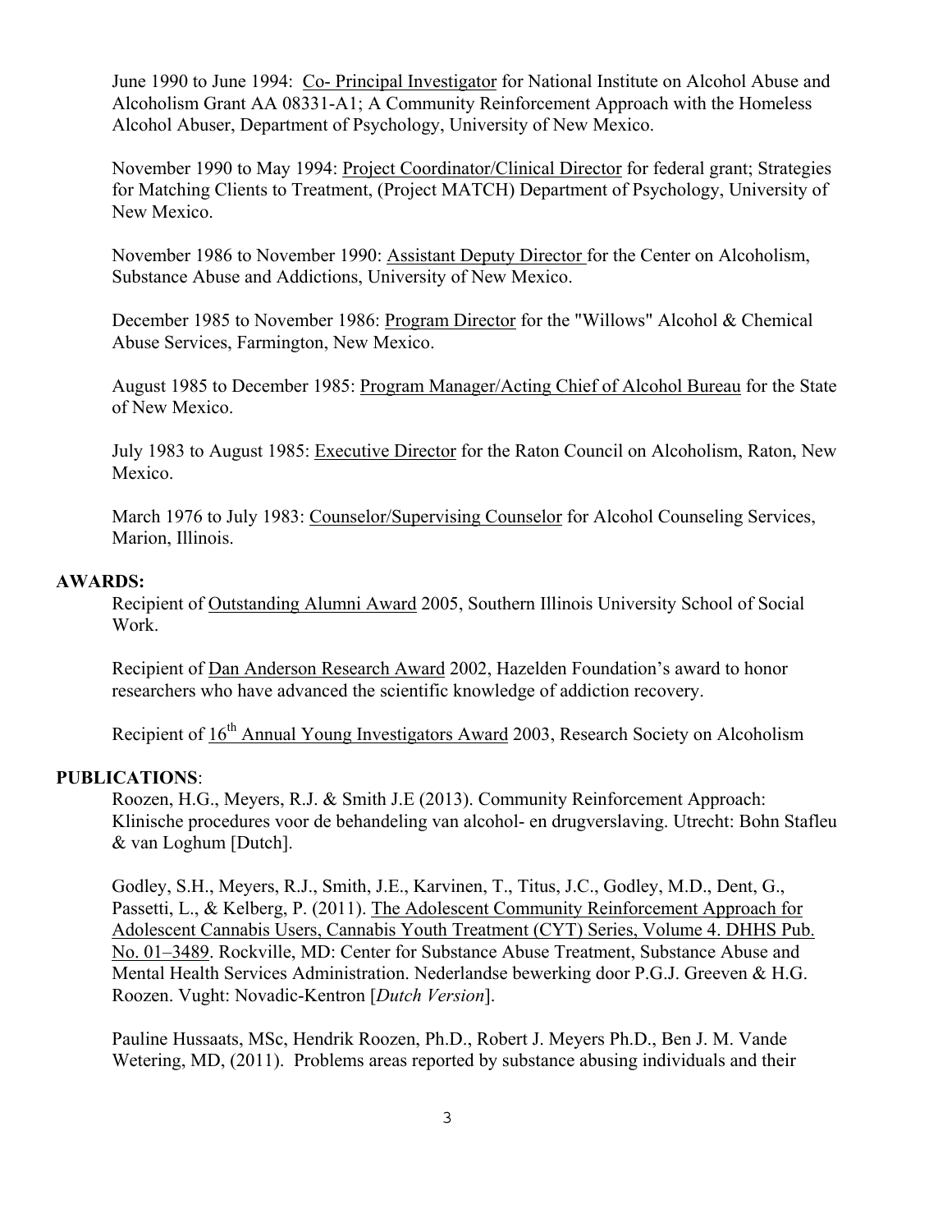June 1990 to June 1994: Co- Principal Investigator for National Institute on Alcohol Abuse and Alcoholism Grant AA 08331-A1; A Community Reinforcement Approach with the Homeless Alcohol Abuser, Department of Psychology, University of New Mexico.

November 1990 to May 1994: Project Coordinator/Clinical Director for federal grant; Strategies for Matching Clients to Treatment, (Project MATCH) Department of Psychology, University of New Mexico.

November 1986 to November 1990: Assistant Deputy Director for the Center on Alcoholism, Substance Abuse and Addictions, University of New Mexico.

December 1985 to November 1986: Program Director for the "Willows" Alcohol & Chemical Abuse Services, Farmington, New Mexico.

August 1985 to December 1985: Program Manager/Acting Chief of Alcohol Bureau for the State of New Mexico.

July 1983 to August 1985: Executive Director for the Raton Council on Alcoholism, Raton, New Mexico.

March 1976 to July 1983: Counselor/Supervising Counselor for Alcohol Counseling Services, Marion, Illinois.

**AWARDS:**

Recipient of Outstanding Alumni Award 2005, Southern Illinois University School of Social Work.

Recipient of Dan Anderson Research Award 2002, Hazelden Foundation's award to honor researchers who have advanced the scientific knowledge of addiction recovery.

Recipient of 16th Annual Young Investigators Award 2003, Research Society on Alcoholism

**PUBLICATIONS**:

Roozen, H.G., Meyers, R.J. & Smith J.E (2013). Community Reinforcement Approach: Klinische procedures voor de behandeling van alcohol- en drugverslaving. Utrecht: Bohn Stafleu & van Loghum [Dutch].

Godley, S.H., Meyers, R.J., Smith, J.E., Karvinen, T., Titus, J.C., Godley, M.D., Dent, G., Passetti, L., & Kelberg, P. (2011). The Adolescent Community Reinforcement Approach for Adolescent Cannabis Users, Cannabis Youth Treatment (CYT) Series, Volume 4. DHHS Pub. No. 01–3489. Rockville, MD: Center for Substance Abuse Treatment, Substance Abuse and Mental Health Services Administration. Nederlandse bewerking door P.G.J. Greeven & H.G. Roozen. Vught: Novadic-Kentron [*Dutch Version*].

Pauline Hussaats, MSc, Hendrik Roozen, Ph.D., Robert J. Meyers Ph.D., Ben J. M. Vande Wetering, MD, (2011). Problems areas reported by substance abusing individuals and their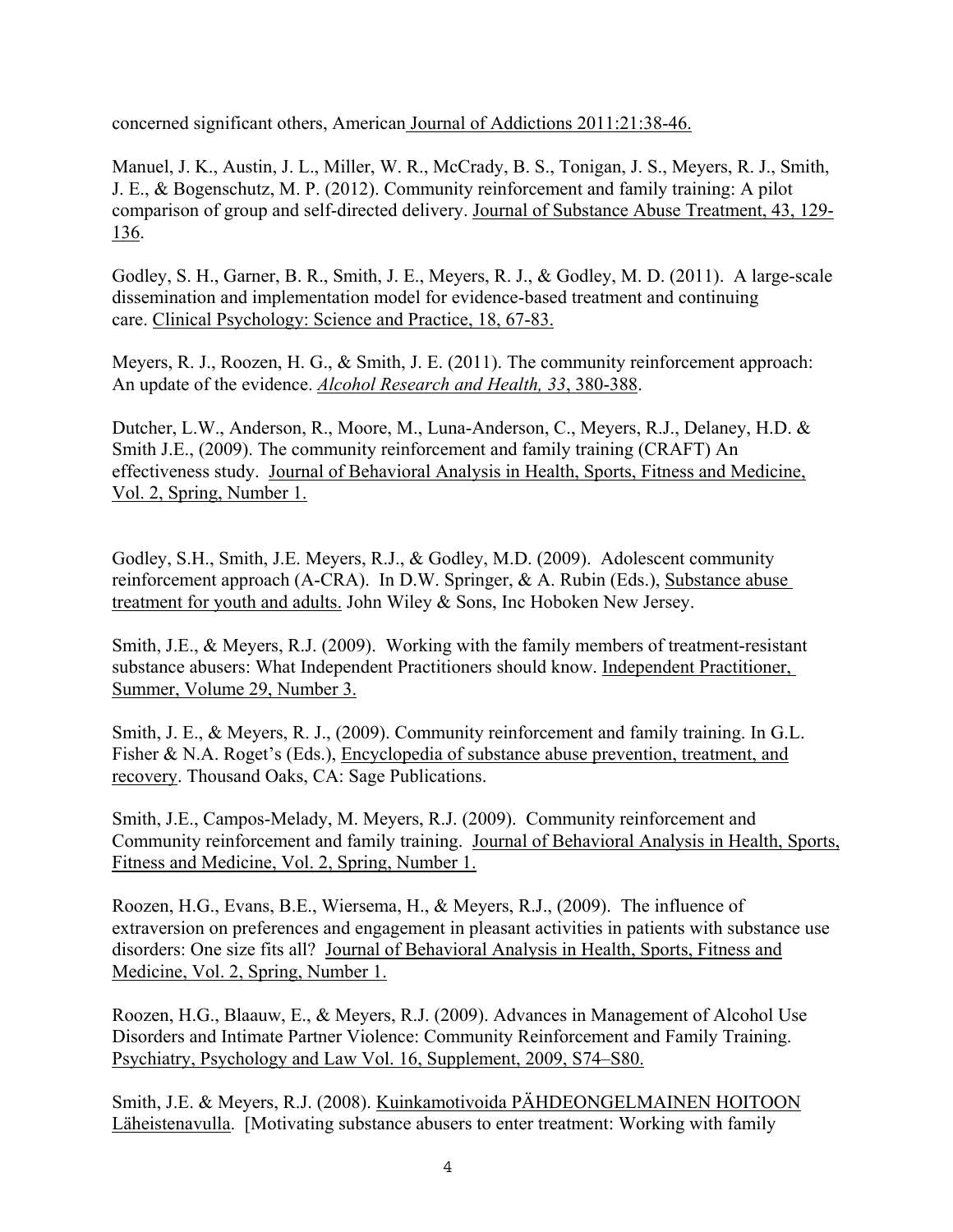concerned significant others, American Journal of Addictions 2011:21:38-46.

Manuel, J. K., Austin, J. L., Miller, W. R., McCrady, B. S., Tonigan, J. S., Meyers, R. J., Smith, J. E., & Bogenschutz, M. P. (2012). Community reinforcement and family training: A pilot comparison of group and self-directed delivery. Journal of Substance Abuse Treatment, 43, 129-136.

Godley, S. H., Garner, B. R., Smith, J. E., Meyers, R. J., & Godley, M. D. (2011). A large-scale dissemination and implementation model for evidence-based treatment and continuing care. Clinical Psychology: Science and Practice, 18, 67-83.

Meyers, R. J., Roozen, H. G., & Smith, J. E. (2011). The community reinforcement approach: An update of the evidence. *Alcohol Research and Health, 33*, 380-388.

Dutcher, L.W., Anderson, R., Moore, M., Luna-Anderson, C., Meyers, R.J., Delaney, H.D. & Smith J.E., (2009). The community reinforcement and family training (CRAFT) An effectiveness study. Journal of Behavioral Analysis in Health, Sports, Fitness and Medicine, Vol. 2, Spring, Number 1.

Godley, S.H., Smith, J.E. Meyers, R.J., & Godley, M.D. (2009). Adolescent community reinforcement approach (A-CRA). In D.W. Springer, & A. Rubin (Eds.), Substance abuse treatment for youth and adults. John Wiley & Sons, Inc Hoboken New Jersey.

Smith, J.E., & Meyers, R.J. (2009). Working with the family members of treatment-resistant substance abusers: What Independent Practitioners should know. Independent Practitioner, Summer, Volume 29, Number 3.

Smith, J. E., & Meyers, R. J., (2009). Community reinforcement and family training. In G.L. Fisher & N.A. Roget's (Eds.), Encyclopedia of substance abuse prevention, treatment, and recovery. Thousand Oaks, CA: Sage Publications.

Smith, J.E., Campos-Melady, M. Meyers, R.J. (2009). Community reinforcement and Community reinforcement and family training. Journal of Behavioral Analysis in Health, Sports, Fitness and Medicine, Vol. 2, Spring, Number 1.

Roozen, H.G., Evans, B.E., Wiersema, H., & Meyers, R.J., (2009). The influence of extraversion on preferences and engagement in pleasant activities in patients with substance use disorders: One size fits all? Journal of Behavioral Analysis in Health, Sports, Fitness and Medicine, Vol. 2, Spring, Number 1.

Roozen, H.G., Blaauw, E., & Meyers, R.J. (2009). Advances in Management of Alcohol Use Disorders and Intimate Partner Violence: Community Reinforcement and Family Training. Psychiatry, Psychology and Law Vol. 16, Supplement, 2009, S74–S80.

Smith, J.E. & Meyers, R.J. (2008). Kuinkamotivoida PÄHDEONGELMAINEN HOITOON Läheistenavulla. [Motivating substance abusers to enter treatment: Working with family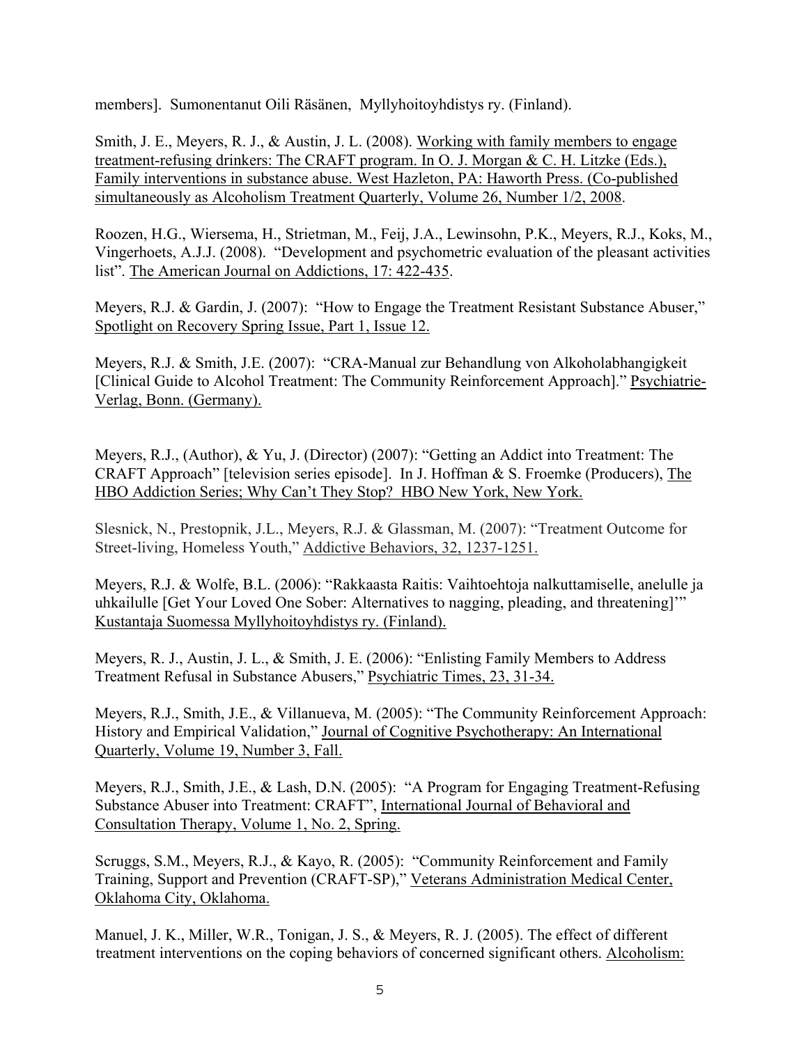members]. Sumonentanut Oili Räsänen, Myllyhoitoyhdistys ry. (Finland).

Smith, J. E., Meyers, R. J., & Austin, J. L. (2008). Working with family members to engage treatment-refusing drinkers: The CRAFT program. In O. J. Morgan & C. H. Litzke (Eds.), Family interventions in substance abuse. West Hazleton, PA: Haworth Press. (Co-published simultaneously as Alcoholism Treatment Quarterly, Volume 26, Number 1/2, 2008.

Roozen, H.G., Wiersema, H., Strietman, M., Feij, J.A., Lewinsohn, P.K., Meyers, R.J., Koks, M., Vingerhoets, A.J.J. (2008). "Development and psychometric evaluation of the pleasant activities list". The American Journal on Addictions, 17: 422-435.

Meyers, R.J. & Gardin, J. (2007): "How to Engage the Treatment Resistant Substance Abuser," Spotlight on Recovery Spring Issue, Part 1, Issue 12.

Meyers, R.J. & Smith, J.E. (2007): "CRA-Manual zur Behandlung von Alkoholabhangigkeit [Clinical Guide to Alcohol Treatment: The Community Reinforcement Approach]." Psychiatrie-Verlag, Bonn. (Germany).

Meyers, R.J., (Author), & Yu, J. (Director) (2007): "Getting an Addict into Treatment: The CRAFT Approach" [television series episode]. In J. Hoffman & S. Froemke (Producers), The HBO Addiction Series; Why Can't They Stop? HBO New York, New York.

Slesnick, N., Prestopnik, J.L., Meyers, R.J. & Glassman, M. (2007): "Treatment Outcome for Street-living, Homeless Youth," Addictive Behaviors, 32, 1237-1251.

Meyers, R.J. & Wolfe, B.L. (2006): "Rakkaasta Raitis: Vaihtoehtoja nalkuttamiselle, anelulle ja uhkailulle [Get Your Loved One Sober: Alternatives to nagging, pleading, and threatening]'" Kustantaja Suomessa Myllyhoitoyhdistys ry. (Finland).

Meyers, R. J., Austin, J. L., & Smith, J. E. (2006): "Enlisting Family Members to Address Treatment Refusal in Substance Abusers," Psychiatric Times, 23, 31-34.

Meyers, R.J., Smith, J.E., & Villanueva, M. (2005): "The Community Reinforcement Approach: History and Empirical Validation," Journal of Cognitive Psychotherapy: An International Quarterly, Volume 19, Number 3, Fall.

Meyers, R.J., Smith, J.E., & Lash, D.N. (2005): "A Program for Engaging Treatment-Refusing Substance Abuser into Treatment: CRAFT", International Journal of Behavioral and Consultation Therapy, Volume 1, No. 2, Spring.

Scruggs, S.M., Meyers, R.J., & Kayo, R. (2005): "Community Reinforcement and Family Training, Support and Prevention (CRAFT-SP)," Veterans Administration Medical Center, Oklahoma City, Oklahoma.

Manuel, J. K., Miller, W.R., Tonigan, J. S., & Meyers, R. J. (2005). The effect of different treatment interventions on the coping behaviors of concerned significant others. Alcoholism: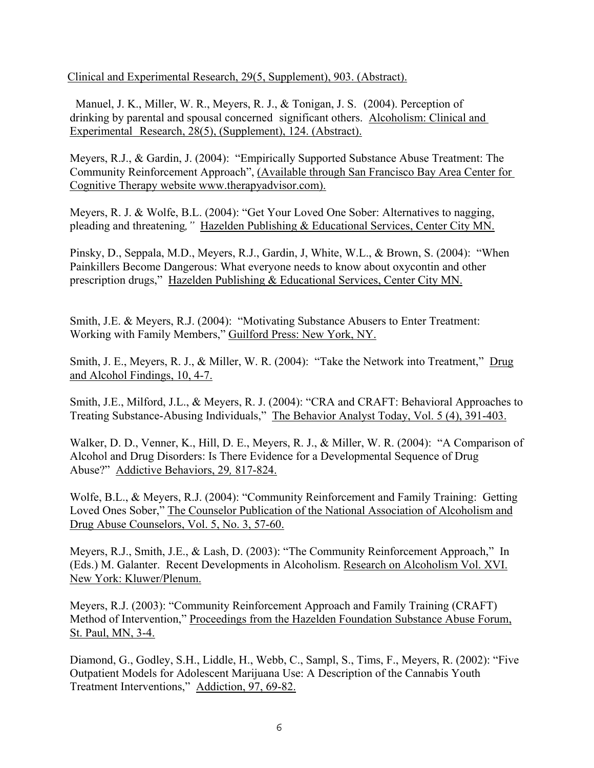Clinical and Experimental Research, 29(5, Supplement), 903. (Abstract).

Manuel, J. K., Miller, W. R., Meyers, R. J., & Tonigan, J. S. (2004). Perception of drinking by parental and spousal concerned significant others. Alcoholism: Clinical and Experimental Research, 28(5), (Supplement), 124. (Abstract).

Meyers, R.J., & Gardin, J. (2004): "Empirically Supported Substance Abuse Treatment: The Community Reinforcement Approach", (Available through San Francisco Bay Area Center for Cognitive Therapy website www.therapyadvisor.com).

Meyers, R. J. & Wolfe, B.L. (2004): "Get Your Loved One Sober: Alternatives to nagging, pleading and threatening," Hazelden Publishing & Educational Services, Center City MN.

Pinsky, D., Seppala, M.D., Meyers, R.J., Gardin, J, White, W.L., & Brown, S. (2004): "When Painkillers Become Dangerous: What everyone needs to know about oxycontin and other prescription drugs," Hazelden Publishing & Educational Services, Center City MN.

Smith, J.E. & Meyers, R.J. (2004): "Motivating Substance Abusers to Enter Treatment: Working with Family Members," Guilford Press: New York, NY.

Smith, J. E., Meyers, R. J., & Miller, W. R. (2004): "Take the Network into Treatment," Drug and Alcohol Findings, 10, 4-7.

Smith, J.E., Milford, J.L., & Meyers, R. J. (2004): "CRA and CRAFT: Behavioral Approaches to Treating Substance-Abusing Individuals," The Behavior Analyst Today, Vol. 5 (4), 391-403.

Walker, D. D., Venner, K., Hill, D. E., Meyers, R. J., & Miller, W. R. (2004): "A Comparison of Alcohol and Drug Disorders: Is There Evidence for a Developmental Sequence of Drug Abuse?" Addictive Behaviors, 29, 817-824.

Wolfe, B.L., & Meyers, R.J. (2004): "Community Reinforcement and Family Training: Getting Loved Ones Sober," The Counselor Publication of the National Association of Alcoholism and Drug Abuse Counselors, Vol. 5, No. 3, 57-60.

Meyers, R.J., Smith, J.E., & Lash, D. (2003): "The Community Reinforcement Approach," In (Eds.) M. Galanter. Recent Developments in Alcoholism. Research on Alcoholism Vol. XVI. New York: Kluwer/Plenum.

Meyers, R.J. (2003): "Community Reinforcement Approach and Family Training (CRAFT) Method of Intervention," Proceedings from the Hazelden Foundation Substance Abuse Forum, St. Paul, MN, 3-4.

Diamond, G., Godley, S.H., Liddle, H., Webb, C., Sampl, S., Tims, F., Meyers, R. (2002): "Five Outpatient Models for Adolescent Marijuana Use: A Description of the Cannabis Youth Treatment Interventions," Addiction, 97, 69-82.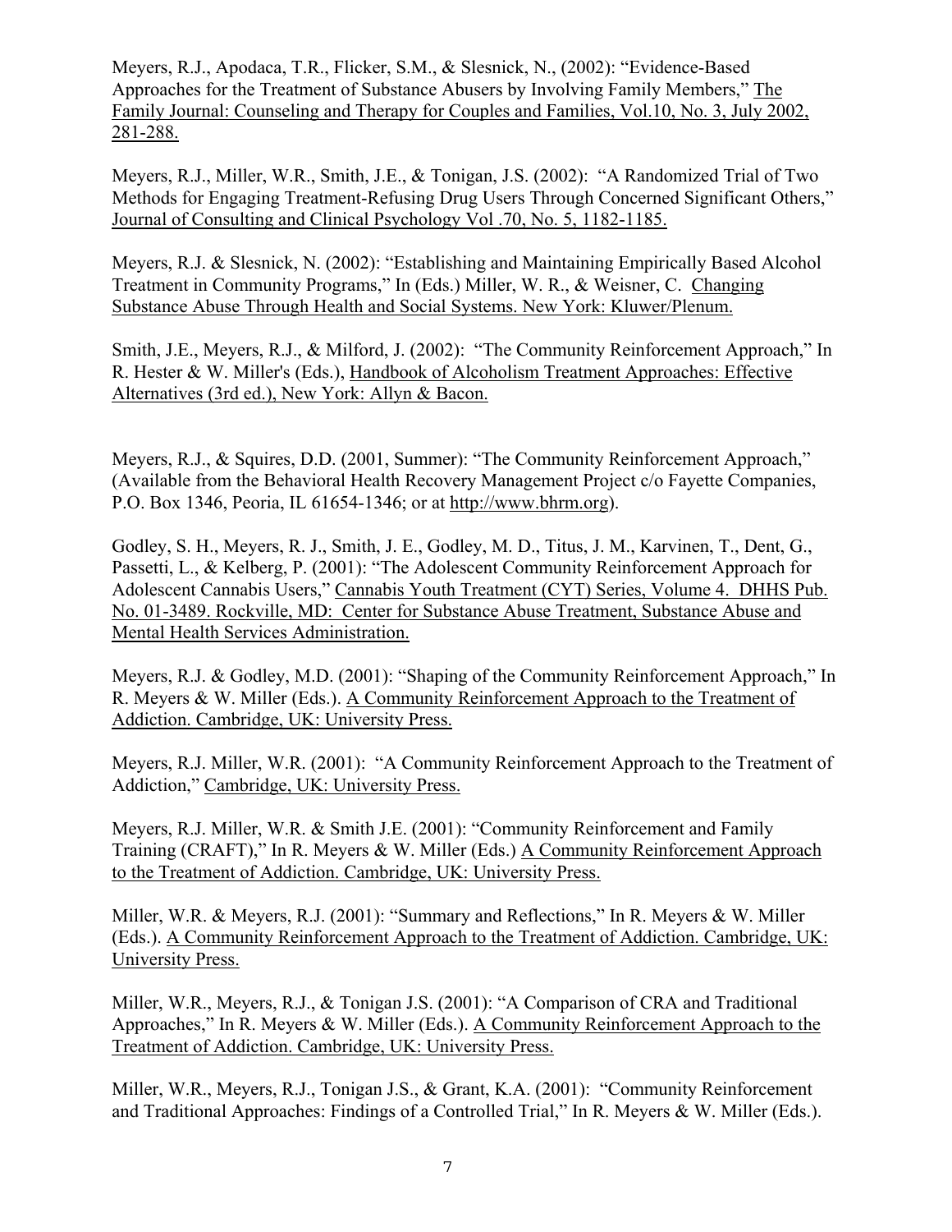Meyers, R.J., Apodaca, T.R., Flicker, S.M., & Slesnick, N., (2002): "Evidence-Based Approaches for the Treatment of Substance Abusers by Involving Family Members," The Family Journal: Counseling and Therapy for Couples and Families, Vol.10, No. 3, July 2002, 281-288.

Meyers, R.J., Miller, W.R., Smith, J.E., & Tonigan, J.S. (2002): "A Randomized Trial of Two Methods for Engaging Treatment-Refusing Drug Users Through Concerned Significant Others," Journal of Consulting and Clinical Psychology Vol .70, No. 5, 1182-1185.

Meyers, R.J. & Slesnick, N. (2002): "Establishing and Maintaining Empirically Based Alcohol Treatment in Community Programs," In (Eds.) Miller, W. R., & Weisner, C. Changing Substance Abuse Through Health and Social Systems. New York: Kluwer/Plenum.

Smith, J.E., Meyers, R.J., & Milford, J. (2002): "The Community Reinforcement Approach," In R. Hester & W. Miller's (Eds.), Handbook of Alcoholism Treatment Approaches: Effective Alternatives (3rd ed.), New York: Allyn & Bacon.

Meyers, R.J., & Squires, D.D. (2001, Summer): "The Community Reinforcement Approach," (Available from the Behavioral Health Recovery Management Project c/o Fayette Companies, P.O. Box 1346, Peoria, IL 61654-1346; or at http://www.bhrm.org).

Godley, S. H., Meyers, R. J., Smith, J. E., Godley, M. D., Titus, J. M., Karvinen, T., Dent, G., Passetti, L., & Kelberg, P. (2001): "The Adolescent Community Reinforcement Approach for Adolescent Cannabis Users," Cannabis Youth Treatment (CYT) Series, Volume 4. DHHS Pub. No. 01-3489. Rockville, MD: Center for Substance Abuse Treatment, Substance Abuse and Mental Health Services Administration.

Meyers, R.J. & Godley, M.D. (2001): "Shaping of the Community Reinforcement Approach," In R. Meyers & W. Miller (Eds.). A Community Reinforcement Approach to the Treatment of Addiction. Cambridge, UK: University Press.

Meyers, R.J. Miller, W.R. (2001): "A Community Reinforcement Approach to the Treatment of Addiction," Cambridge, UK: University Press.

Meyers, R.J. Miller, W.R. & Smith J.E. (2001): "Community Reinforcement and Family Training (CRAFT)," In R. Meyers & W. Miller (Eds.) A Community Reinforcement Approach to the Treatment of Addiction. Cambridge, UK: University Press.

Miller, W.R. & Meyers, R.J. (2001): "Summary and Reflections," In R. Meyers & W. Miller (Eds.). A Community Reinforcement Approach to the Treatment of Addiction. Cambridge, UK: University Press.

Miller, W.R., Meyers, R.J., & Tonigan J.S. (2001): "A Comparison of CRA and Traditional Approaches," In R. Meyers & W. Miller (Eds.). A Community Reinforcement Approach to the Treatment of Addiction. Cambridge, UK: University Press.

Miller, W.R., Meyers, R.J., Tonigan J.S., & Grant, K.A. (2001): "Community Reinforcement and Traditional Approaches: Findings of a Controlled Trial," In R. Meyers & W. Miller (Eds.).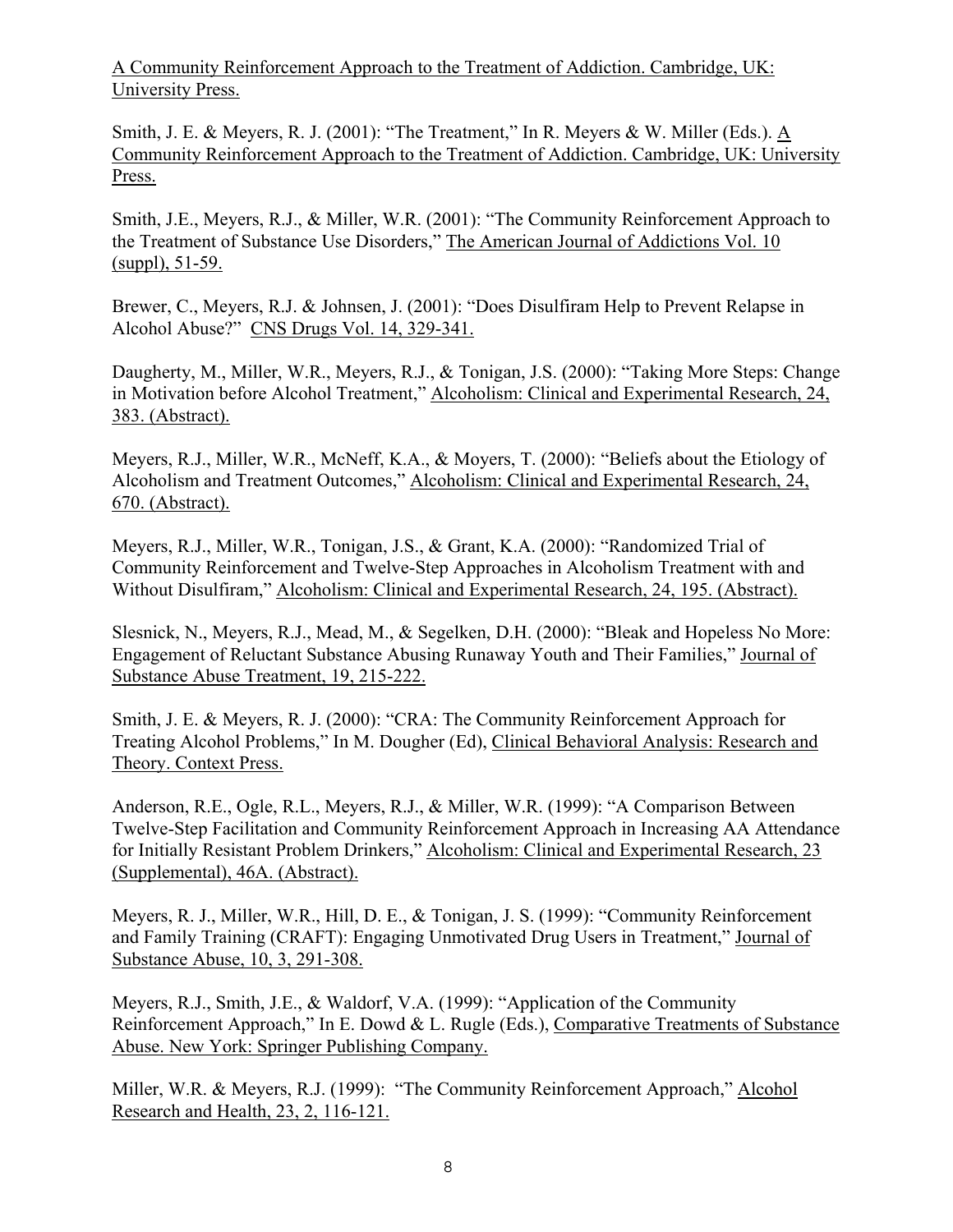A Community Reinforcement Approach to the Treatment of Addiction. Cambridge, UK: University Press.

Smith, J. E. & Meyers, R. J. (2001): "The Treatment," In R. Meyers & W. Miller (Eds.). A Community Reinforcement Approach to the Treatment of Addiction. Cambridge, UK: University Press.

Smith, J.E., Meyers, R.J., & Miller, W.R. (2001): "The Community Reinforcement Approach to the Treatment of Substance Use Disorders," The American Journal of Addictions Vol. 10 (suppl), 51-59.

Brewer, C., Meyers, R.J. & Johnsen, J. (2001): "Does Disulfiram Help to Prevent Relapse in Alcohol Abuse?" CNS Drugs Vol. 14, 329-341.

Daugherty, M., Miller, W.R., Meyers, R.J., & Tonigan, J.S. (2000): "Taking More Steps: Change in Motivation before Alcohol Treatment," Alcoholism: Clinical and Experimental Research, 24, 383. (Abstract).

Meyers, R.J., Miller, W.R., McNeff, K.A., & Moyers, T. (2000): "Beliefs about the Etiology of Alcoholism and Treatment Outcomes," Alcoholism: Clinical and Experimental Research, 24, 670. (Abstract).

Meyers, R.J., Miller, W.R., Tonigan, J.S., & Grant, K.A. (2000): "Randomized Trial of Community Reinforcement and Twelve-Step Approaches in Alcoholism Treatment with and Without Disulfiram," Alcoholism: Clinical and Experimental Research, 24, 195. (Abstract).

Slesnick, N., Meyers, R.J., Mead, M., & Segelken, D.H. (2000): "Bleak and Hopeless No More: Engagement of Reluctant Substance Abusing Runaway Youth and Their Families," Journal of Substance Abuse Treatment, 19, 215-222.

Smith, J. E. & Meyers, R. J. (2000): "CRA: The Community Reinforcement Approach for Treating Alcohol Problems," In M. Dougher (Ed), Clinical Behavioral Analysis: Research and Theory. Context Press.

Anderson, R.E., Ogle, R.L., Meyers, R.J., & Miller, W.R. (1999): "A Comparison Between Twelve-Step Facilitation and Community Reinforcement Approach in Increasing AA Attendance for Initially Resistant Problem Drinkers," Alcoholism: Clinical and Experimental Research, 23 (Supplemental), 46A. (Abstract).

Meyers, R. J., Miller, W.R., Hill, D. E., & Tonigan, J. S. (1999): "Community Reinforcement and Family Training (CRAFT): Engaging Unmotivated Drug Users in Treatment," Journal of Substance Abuse, 10, 3, 291-308.

Meyers, R.J., Smith, J.E., & Waldorf, V.A. (1999): "Application of the Community Reinforcement Approach," In E. Dowd & L. Rugle (Eds.), Comparative Treatments of Substance Abuse. New York: Springer Publishing Company.

Miller, W.R. & Meyers, R.J. (1999): "The Community Reinforcement Approach," Alcohol Research and Health, 23, 2, 116-121.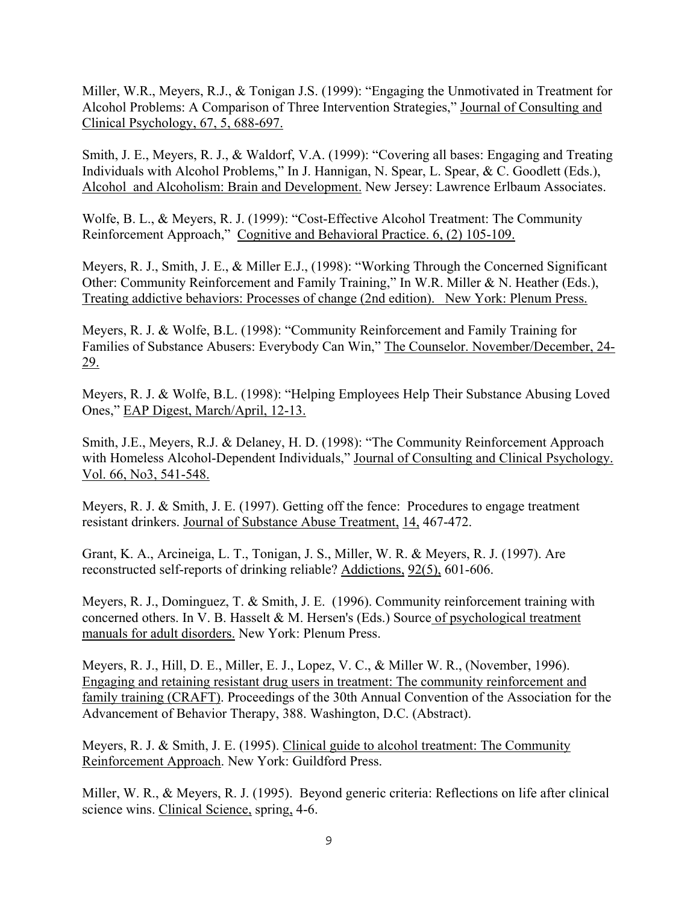Miller, W.R., Meyers, R.J., & Tonigan J.S. (1999): "Engaging the Unmotivated in Treatment for Alcohol Problems: A Comparison of Three Intervention Strategies," Journal of Consulting and Clinical Psychology, 67, 5, 688-697.

Smith, J. E., Meyers, R. J., & Waldorf, V.A. (1999): "Covering all bases: Engaging and Treating Individuals with Alcohol Problems," In J. Hannigan, N. Spear, L. Spear, & C. Goodlett (Eds.), Alcohol and Alcoholism: Brain and Development. New Jersey: Lawrence Erlbaum Associates.

Wolfe, B. L., & Meyers, R. J. (1999): "Cost-Effective Alcohol Treatment: The Community Reinforcement Approach," Cognitive and Behavioral Practice. 6, (2) 105-109.

Meyers, R. J., Smith, J. E., & Miller E.J., (1998): "Working Through the Concerned Significant Other: Community Reinforcement and Family Training," In W.R. Miller & N. Heather (Eds.), Treating addictive behaviors: Processes of change (2nd edition). New York: Plenum Press.

Meyers, R. J. & Wolfe, B.L. (1998): "Community Reinforcement and Family Training for Families of Substance Abusers: Everybody Can Win," The Counselor. November/December, 24-29.

Meyers, R. J. & Wolfe, B.L. (1998): "Helping Employees Help Their Substance Abusing Loved Ones," EAP Digest, March/April, 12-13.

Smith, J.E., Meyers, R.J. & Delaney, H. D. (1998): "The Community Reinforcement Approach with Homeless Alcohol-Dependent Individuals," Journal of Consulting and Clinical Psychology. Vol. 66, No3, 541-548.

Meyers, R. J. & Smith, J. E. (1997). Getting off the fence: Procedures to engage treatment resistant drinkers. Journal of Substance Abuse Treatment, 14, 467-472.

Grant, K. A., Arcineiga, L. T., Tonigan, J. S., Miller, W. R. & Meyers, R. J. (1997). Are reconstructed self-reports of drinking reliable? Addictions, 92(5), 601-606.

Meyers, R. J., Dominguez, T. & Smith, J. E. (1996). Community reinforcement training with concerned others. In V. B. Hasselt & M. Hersen's (Eds.) Source of psychological treatment manuals for adult disorders. New York: Plenum Press.

Meyers, R. J., Hill, D. E., Miller, E. J., Lopez, V. C., & Miller W. R., (November, 1996). Engaging and retaining resistant drug users in treatment: The community reinforcement and family training (CRAFT). Proceedings of the 30th Annual Convention of the Association for the Advancement of Behavior Therapy, 388. Washington, D.C. (Abstract).

Meyers, R. J. & Smith, J. E. (1995). Clinical guide to alcohol treatment: The Community Reinforcement Approach. New York: Guildford Press.

Miller, W. R., & Meyers, R. J. (1995). Beyond generic criteria: Reflections on life after clinical science wins. Clinical Science, spring, 4-6.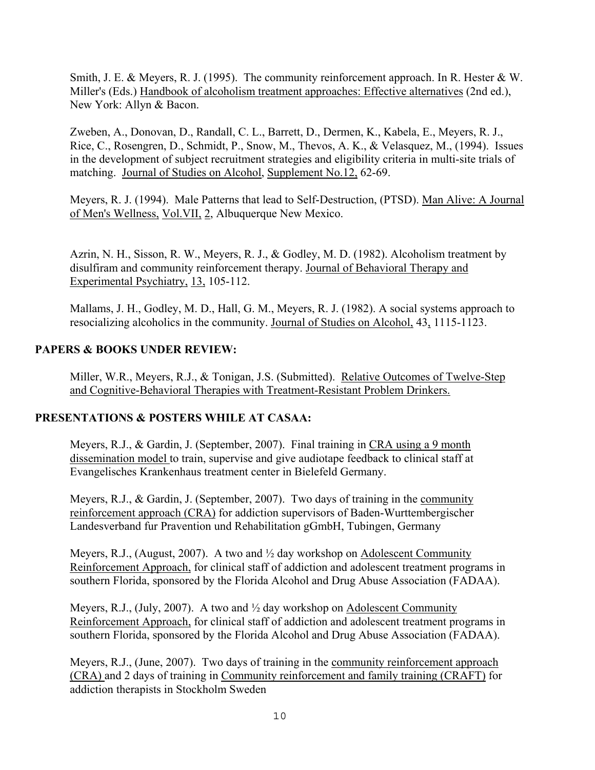Smith, J. E. & Meyers, R. J. (1995). The community reinforcement approach. In R. Hester & W. Miller's (Eds.) Handbook of alcoholism treatment approaches: Effective alternatives (2nd ed.), New York: Allyn & Bacon.

Zweben, A., Donovan, D., Randall, C. L., Barrett, D., Dermen, K., Kabela, E., Meyers, R. J., Rice, C., Rosengren, D., Schmidt, P., Snow, M., Thevos, A. K., & Velasquez, M., (1994). Issues in the development of subject recruitment strategies and eligibility criteria in multi-site trials of matching. Journal of Studies on Alcohol, Supplement No.12, 62-69.

Meyers, R. J. (1994). Male Patterns that lead to Self-Destruction, (PTSD). Man Alive: A Journal of Men's Wellness, Vol.VII, 2, Albuquerque New Mexico.

Azrin, N. H., Sisson, R. W., Meyers, R. J., & Godley, M. D. (1982). Alcoholism treatment by disulfiram and community reinforcement therapy. Journal of Behavioral Therapy and Experimental Psychiatry, 13, 105-112.

Mallams, J. H., Godley, M. D., Hall, G. M., Meyers, R. J. (1982). A social systems approach to resocializing alcoholics in the community. Journal of Studies on Alcohol, 43, 1115-1123.

## PAPERS & BOOKS UNDER REVIEW:

Miller, W.R., Meyers, R.J., & Tonigan, J.S. (Submitted). Relative Outcomes of Twelve-Step and Cognitive-Behavioral Therapies with Treatment-Resistant Problem Drinkers.

## PRESENTATIONS & POSTERS WHILE AT CASAA:

Meyers, R.J., & Gardin, J. (September, 2007). Final training in CRA using a 9 month dissemination model to train, supervise and give audiotape feedback to clinical staff at Evangelisches Krankenhaus treatment center in Bielefeld Germany.

Meyers, R.J., & Gardin, J. (September, 2007). Two days of training in the community reinforcement approach (CRA) for addiction supervisors of Baden-Wurttembergischer Landesverband fur Pravention und Rehabilitation gGmbH, Tubingen, Germany

Meyers, R.J., (August, 2007). A two and ½ day workshop on Adolescent Community Reinforcement Approach, for clinical staff of addiction and adolescent treatment programs in southern Florida, sponsored by the Florida Alcohol and Drug Abuse Association (FADAA).

Meyers, R.J., (July, 2007). A two and ½ day workshop on Adolescent Community Reinforcement Approach, for clinical staff of addiction and adolescent treatment programs in southern Florida, sponsored by the Florida Alcohol and Drug Abuse Association (FADAA).

Meyers, R.J., (June, 2007). Two days of training in the community reinforcement approach (CRA) and 2 days of training in Community reinforcement and family training (CRAFT) for addiction therapists in Stockholm Sweden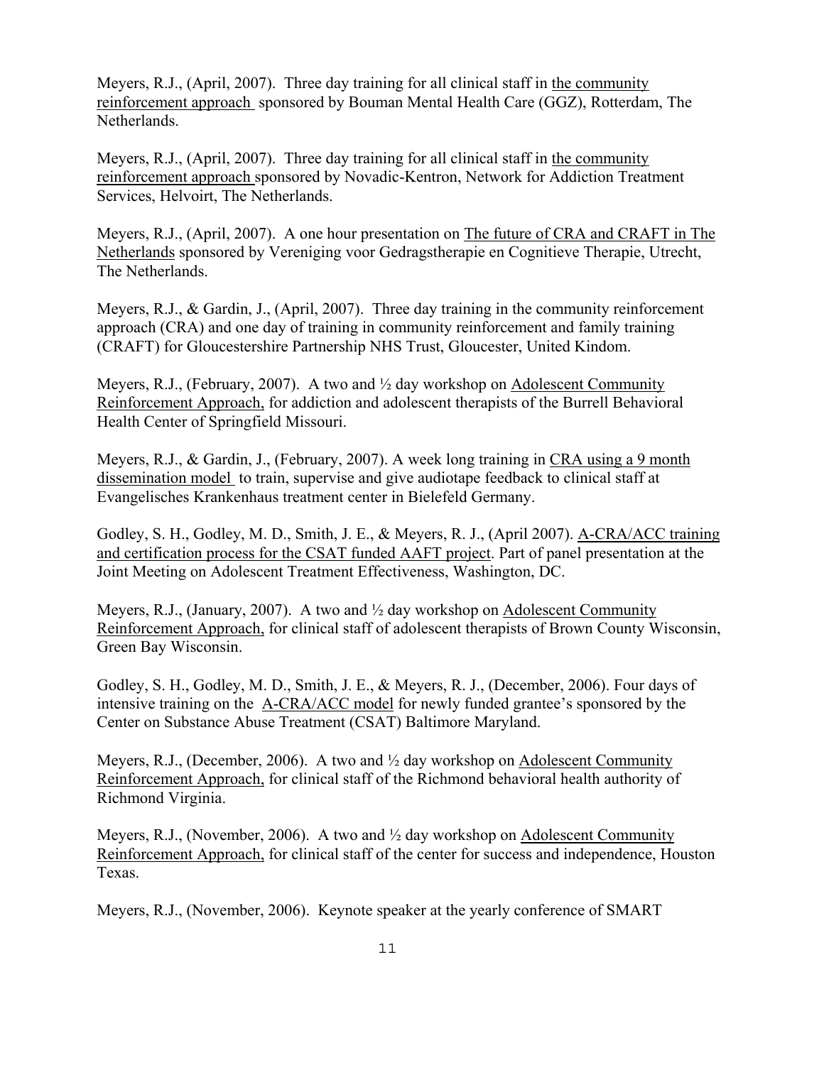Meyers, R.J., (April, 2007). Three day training for all clinical staff in the community reinforcement approach sponsored by Bouman Mental Health Care (GGZ), Rotterdam, The Netherlands.

Meyers, R.J., (April, 2007). Three day training for all clinical staff in the community reinforcement approach sponsored by Novadic-Kentron, Network for Addiction Treatment Services, Helvoirt, The Netherlands.

Meyers, R.J., (April, 2007). A one hour presentation on The future of CRA and CRAFT in The Netherlands sponsored by Vereniging voor Gedragstherapie en Cognitieve Therapie, Utrecht, The Netherlands.

Meyers, R.J., & Gardin, J., (April, 2007). Three day training in the community reinforcement approach (CRA) and one day of training in community reinforcement and family training (CRAFT) for Gloucestershire Partnership NHS Trust, Gloucester, United Kindom.

Meyers, R.J., (February, 2007). A two and ½ day workshop on Adolescent Community Reinforcement Approach, for addiction and adolescent therapists of the Burrell Behavioral Health Center of Springfield Missouri.

Meyers, R.J., & Gardin, J., (February, 2007). A week long training in CRA using a 9 month dissemination model to train, supervise and give audiotape feedback to clinical staff at Evangelisches Krankenhaus treatment center in Bielefeld Germany.

Godley, S. H., Godley, M. D., Smith, J. E., & Meyers, R. J., (April 2007). A-CRA/ACC training and certification process for the CSAT funded AAFT project. Part of panel presentation at the Joint Meeting on Adolescent Treatment Effectiveness, Washington, DC.

Meyers, R.J., (January, 2007). A two and ½ day workshop on Adolescent Community Reinforcement Approach, for clinical staff of adolescent therapists of Brown County Wisconsin, Green Bay Wisconsin.

Godley, S. H., Godley, M. D., Smith, J. E., & Meyers, R. J., (December, 2006). Four days of intensive training on the A-CRA/ACC model for newly funded grantee's sponsored by the Center on Substance Abuse Treatment (CSAT) Baltimore Maryland.

Meyers, R.J., (December, 2006). A two and ½ day workshop on Adolescent Community Reinforcement Approach, for clinical staff of the Richmond behavioral health authority of Richmond Virginia.

Meyers, R.J., (November, 2006). A two and ½ day workshop on Adolescent Community Reinforcement Approach, for clinical staff of the center for success and independence, Houston Texas.

Meyers, R.J., (November, 2006). Keynote speaker at the yearly conference of SMART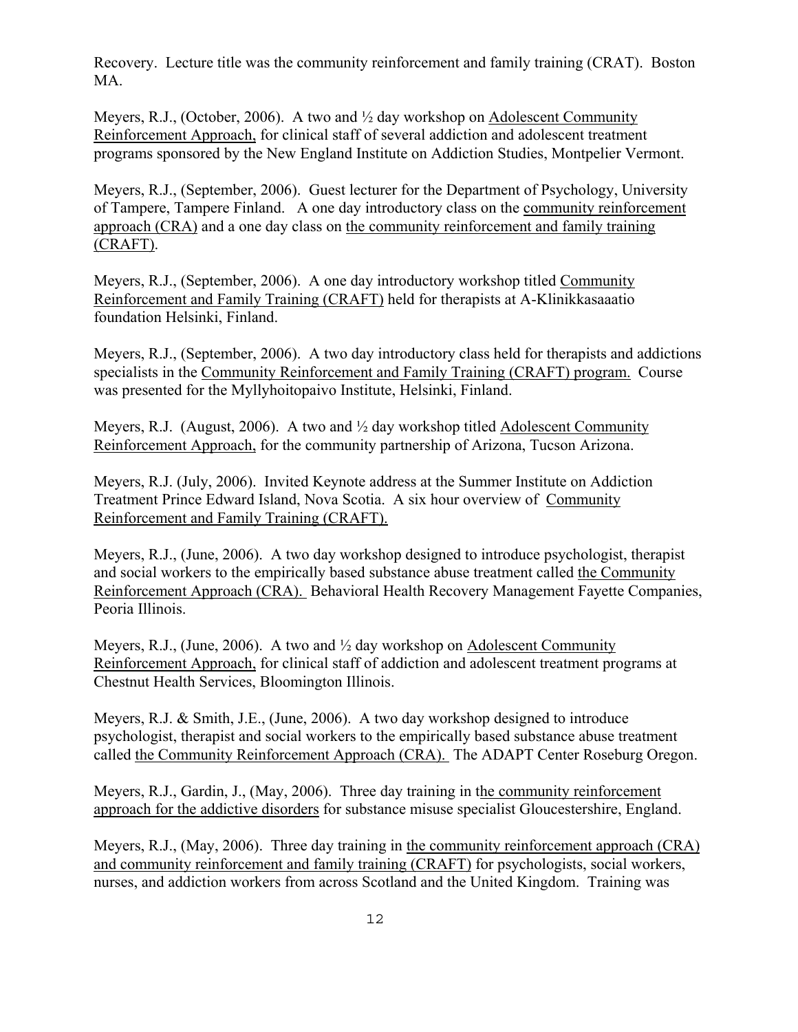Recovery. Lecture title was the community reinforcement and family training (CRAT). Boston MA.

Meyers, R.J., (October, 2006). A two and ½ day workshop on Adolescent Community Reinforcement Approach, for clinical staff of several addiction and adolescent treatment programs sponsored by the New England Institute on Addiction Studies, Montpelier Vermont.

Meyers, R.J., (September, 2006). Guest lecturer for the Department of Psychology, University of Tampere, Tampere Finland. A one day introductory class on the community reinforcement approach (CRA) and a one day class on the community reinforcement and family training (CRAFT).

Meyers, R.J., (September, 2006). A one day introductory workshop titled Community Reinforcement and Family Training (CRAFT) held for therapists at A-Klinikkasaaatio foundation Helsinki, Finland.

Meyers, R.J., (September, 2006). A two day introductory class held for therapists and addictions specialists in the Community Reinforcement and Family Training (CRAFT) program. Course was presented for the Myllyhoitopaivo Institute, Helsinki, Finland.

Meyers, R.J. (August, 2006). A two and ½ day workshop titled Adolescent Community Reinforcement Approach, for the community partnership of Arizona, Tucson Arizona.

Meyers, R.J. (July, 2006). Invited Keynote address at the Summer Institute on Addiction Treatment Prince Edward Island, Nova Scotia. A six hour overview of Community Reinforcement and Family Training (CRAFT).

Meyers, R.J., (June, 2006). A two day workshop designed to introduce psychologist, therapist and social workers to the empirically based substance abuse treatment called the Community Reinforcement Approach (CRA). Behavioral Health Recovery Management Fayette Companies, Peoria Illinois.

Meyers, R.J., (June, 2006). A two and ½ day workshop on Adolescent Community Reinforcement Approach, for clinical staff of addiction and adolescent treatment programs at Chestnut Health Services, Bloomington Illinois.

Meyers, R.J. & Smith, J.E., (June, 2006). A two day workshop designed to introduce psychologist, therapist and social workers to the empirically based substance abuse treatment called the Community Reinforcement Approach (CRA). The ADAPT Center Roseburg Oregon.

Meyers, R.J., Gardin, J., (May, 2006). Three day training in the community reinforcement approach for the addictive disorders for substance misuse specialist Gloucestershire, England.

Meyers, R.J., (May, 2006). Three day training in the community reinforcement approach (CRA) and community reinforcement and family training (CRAFT) for psychologists, social workers, nurses, and addiction workers from across Scotland and the United Kingdom. Training was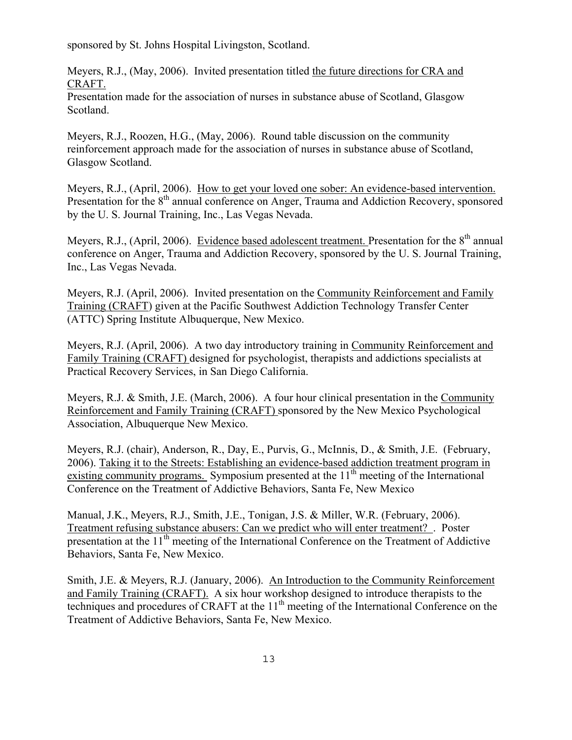sponsored by St. Johns Hospital Livingston, Scotland.

Meyers, R.J., (May, 2006). Invited presentation titled the future directions for CRA and CRAFT.
Presentation made for the association of nurses in substance abuse of Scotland, Glasgow Scotland.

Meyers, R.J., Roozen, H.G., (May, 2006). Round table discussion on the community reinforcement approach made for the association of nurses in substance abuse of Scotland, Glasgow Scotland.

Meyers, R.J., (April, 2006). How to get your loved one sober: An evidence-based intervention. Presentation for the 8th annual conference on Anger, Trauma and Addiction Recovery, sponsored by the U. S. Journal Training, Inc., Las Vegas Nevada.

Meyers, R.J., (April, 2006). Evidence based adolescent treatment. Presentation for the 8th annual conference on Anger, Trauma and Addiction Recovery, sponsored by the U. S. Journal Training, Inc., Las Vegas Nevada.

Meyers, R.J. (April, 2006). Invited presentation on the Community Reinforcement and Family Training (CRAFT) given at the Pacific Southwest Addiction Technology Transfer Center (ATTC) Spring Institute Albuquerque, New Mexico.

Meyers, R.J. (April, 2006). A two day introductory training in Community Reinforcement and Family Training (CRAFT) designed for psychologist, therapists and addictions specialists at Practical Recovery Services, in San Diego California.

Meyers, R.J. & Smith, J.E. (March, 2006). A four hour clinical presentation in the Community Reinforcement and Family Training (CRAFT) sponsored by the New Mexico Psychological Association, Albuquerque New Mexico.

Meyers, R.J. (chair), Anderson, R., Day, E., Purvis, G., McInnis, D., & Smith, J.E. (February, 2006). Taking it to the Streets: Establishing an evidence-based addiction treatment program in existing community programs. Symposium presented at the 11th meeting of the International Conference on the Treatment of Addictive Behaviors, Santa Fe, New Mexico

Manual, J.K., Meyers, R.J., Smith, J.E., Tonigan, J.S. & Miller, W.R. (February, 2006). Treatment refusing substance abusers: Can we predict who will enter treatment? . Poster presentation at the 11th meeting of the International Conference on the Treatment of Addictive Behaviors, Santa Fe, New Mexico.

Smith, J.E. & Meyers, R.J. (January, 2006). An Introduction to the Community Reinforcement and Family Training (CRAFT). A six hour workshop designed to introduce therapists to the techniques and procedures of CRAFT at the 11th meeting of the International Conference on the Treatment of Addictive Behaviors, Santa Fe, New Mexico.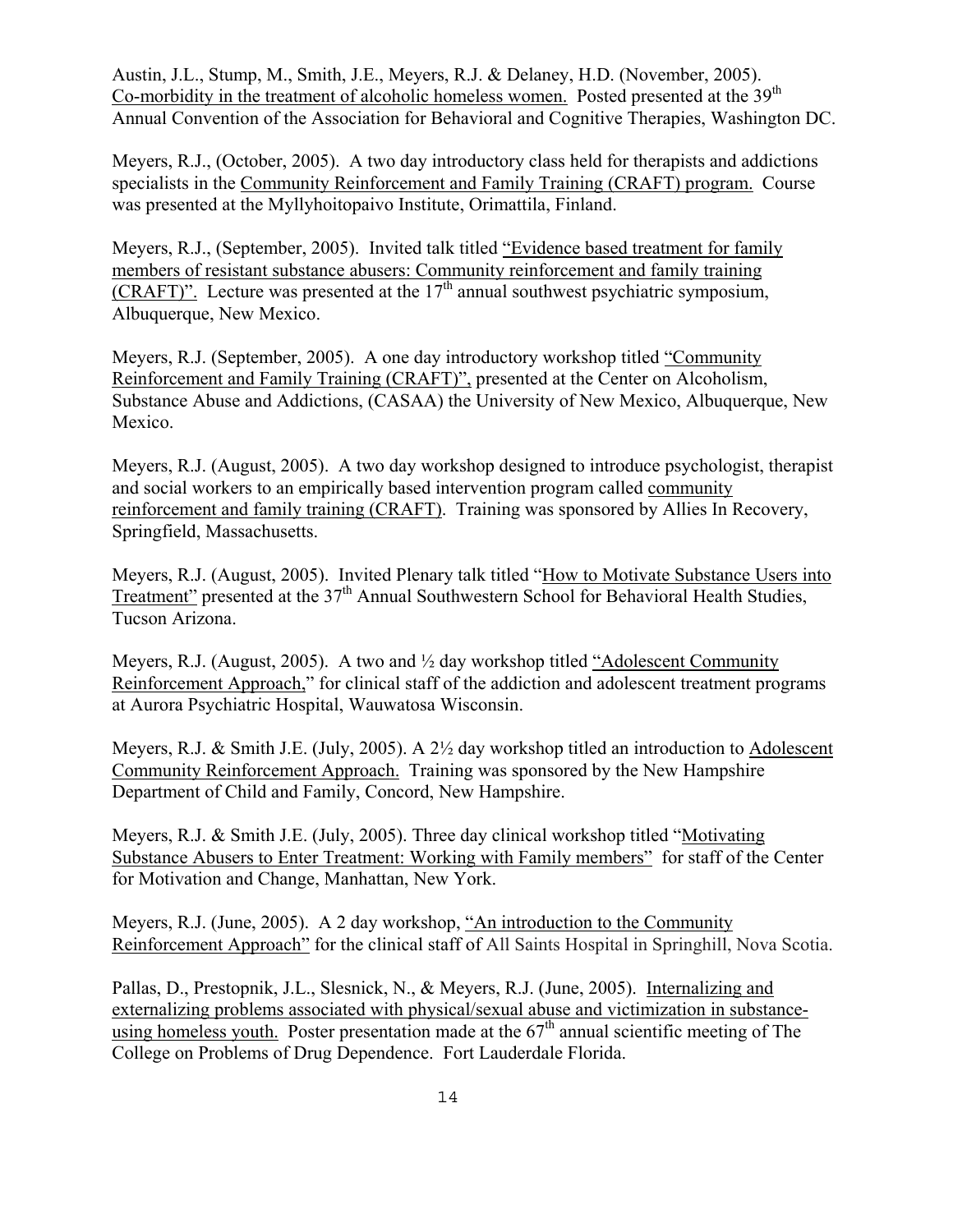Austin, J.L., Stump, M., Smith, J.E., Meyers, R.J. & Delaney, H.D. (November, 2005). Co-morbidity in the treatment of alcoholic homeless women. Posted presented at the 39th Annual Convention of the Association for Behavioral and Cognitive Therapies, Washington DC.

Meyers, R.J., (October, 2005). A two day introductory class held for therapists and addictions specialists in the Community Reinforcement and Family Training (CRAFT) program. Course was presented at the Myllyhoitopaivo Institute, Orimattila, Finland.

Meyers, R.J., (September, 2005). Invited talk titled "Evidence based treatment for family members of resistant substance abusers: Community reinforcement and family training (CRAFT)". Lecture was presented at the 17th annual southwest psychiatric symposium, Albuquerque, New Mexico.

Meyers, R.J. (September, 2005). A one day introductory workshop titled "Community Reinforcement and Family Training (CRAFT)", presented at the Center on Alcoholism, Substance Abuse and Addictions, (CASAA) the University of New Mexico, Albuquerque, New Mexico.

Meyers, R.J. (August, 2005). A two day workshop designed to introduce psychologist, therapist and social workers to an empirically based intervention program called community reinforcement and family training (CRAFT). Training was sponsored by Allies In Recovery, Springfield, Massachusetts.

Meyers, R.J. (August, 2005). Invited Plenary talk titled "How to Motivate Substance Users into Treatment" presented at the 37th Annual Southwestern School for Behavioral Health Studies, Tucson Arizona.

Meyers, R.J. (August, 2005). A two and ½ day workshop titled "Adolescent Community Reinforcement Approach," for clinical staff of the addiction and adolescent treatment programs at Aurora Psychiatric Hospital, Wauwatosa Wisconsin.

Meyers, R.J. & Smith J.E. (July, 2005). A 2½ day workshop titled an introduction to Adolescent Community Reinforcement Approach. Training was sponsored by the New Hampshire Department of Child and Family, Concord, New Hampshire.

Meyers, R.J. & Smith J.E. (July, 2005). Three day clinical workshop titled "Motivating Substance Abusers to Enter Treatment: Working with Family members" for staff of the Center for Motivation and Change, Manhattan, New York.

Meyers, R.J. (June, 2005). A 2 day workshop, "An introduction to the Community Reinforcement Approach" for the clinical staff of All Saints Hospital in Springhill, Nova Scotia.

Pallas, D., Prestopnik, J.L., Slesnick, N., & Meyers, R.J. (June, 2005). Internalizing and externalizing problems associated with physical/sexual abuse and victimization in substance-using homeless youth. Poster presentation made at the 67th annual scientific meeting of The College on Problems of Drug Dependence. Fort Lauderdale Florida.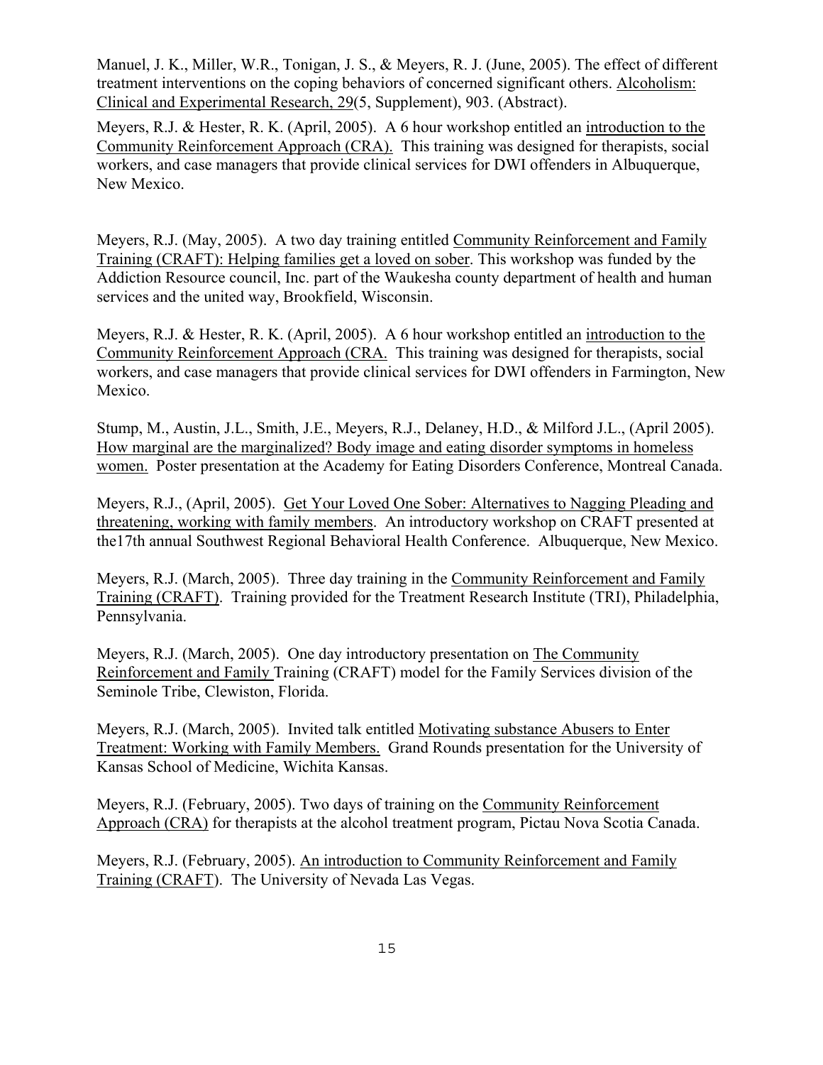Manuel, J. K., Miller, W.R., Tonigan, J. S., & Meyers, R. J. (June, 2005). The effect of different treatment interventions on the coping behaviors of concerned significant others. Alcoholism: Clinical and Experimental Research, 29(5, Supplement), 903. (Abstract).

Meyers, R.J. & Hester, R. K. (April, 2005). A 6 hour workshop entitled an introduction to the Community Reinforcement Approach (CRA). This training was designed for therapists, social workers, and case managers that provide clinical services for DWI offenders in Albuquerque, New Mexico.

Meyers, R.J. (May, 2005). A two day training entitled Community Reinforcement and Family Training (CRAFT): Helping families get a loved on sober. This workshop was funded by the Addiction Resource council, Inc. part of the Waukesha county department of health and human services and the united way, Brookfield, Wisconsin.

Meyers, R.J. & Hester, R. K. (April, 2005). A 6 hour workshop entitled an introduction to the Community Reinforcement Approach (CRA. This training was designed for therapists, social workers, and case managers that provide clinical services for DWI offenders in Farmington, New Mexico.

Stump, M., Austin, J.L., Smith, J.E., Meyers, R.J., Delaney, H.D., & Milford J.L., (April 2005). How marginal are the marginalized? Body image and eating disorder symptoms in homeless women. Poster presentation at the Academy for Eating Disorders Conference, Montreal Canada.

Meyers, R.J., (April, 2005). Get Your Loved One Sober: Alternatives to Nagging Pleading and threatening, working with family members. An introductory workshop on CRAFT presented at the17th annual Southwest Regional Behavioral Health Conference. Albuquerque, New Mexico.

Meyers, R.J. (March, 2005). Three day training in the Community Reinforcement and Family Training (CRAFT). Training provided for the Treatment Research Institute (TRI), Philadelphia, Pennsylvania.

Meyers, R.J. (March, 2005). One day introductory presentation on The Community Reinforcement and Family Training (CRAFT) model for the Family Services division of the Seminole Tribe, Clewiston, Florida.

Meyers, R.J. (March, 2005). Invited talk entitled Motivating substance Abusers to Enter Treatment: Working with Family Members. Grand Rounds presentation for the University of Kansas School of Medicine, Wichita Kansas.

Meyers, R.J. (February, 2005). Two days of training on the Community Reinforcement Approach (CRA) for therapists at the alcohol treatment program, Pictau Nova Scotia Canada.

Meyers, R.J. (February, 2005). An introduction to Community Reinforcement and Family Training (CRAFT). The University of Nevada Las Vegas.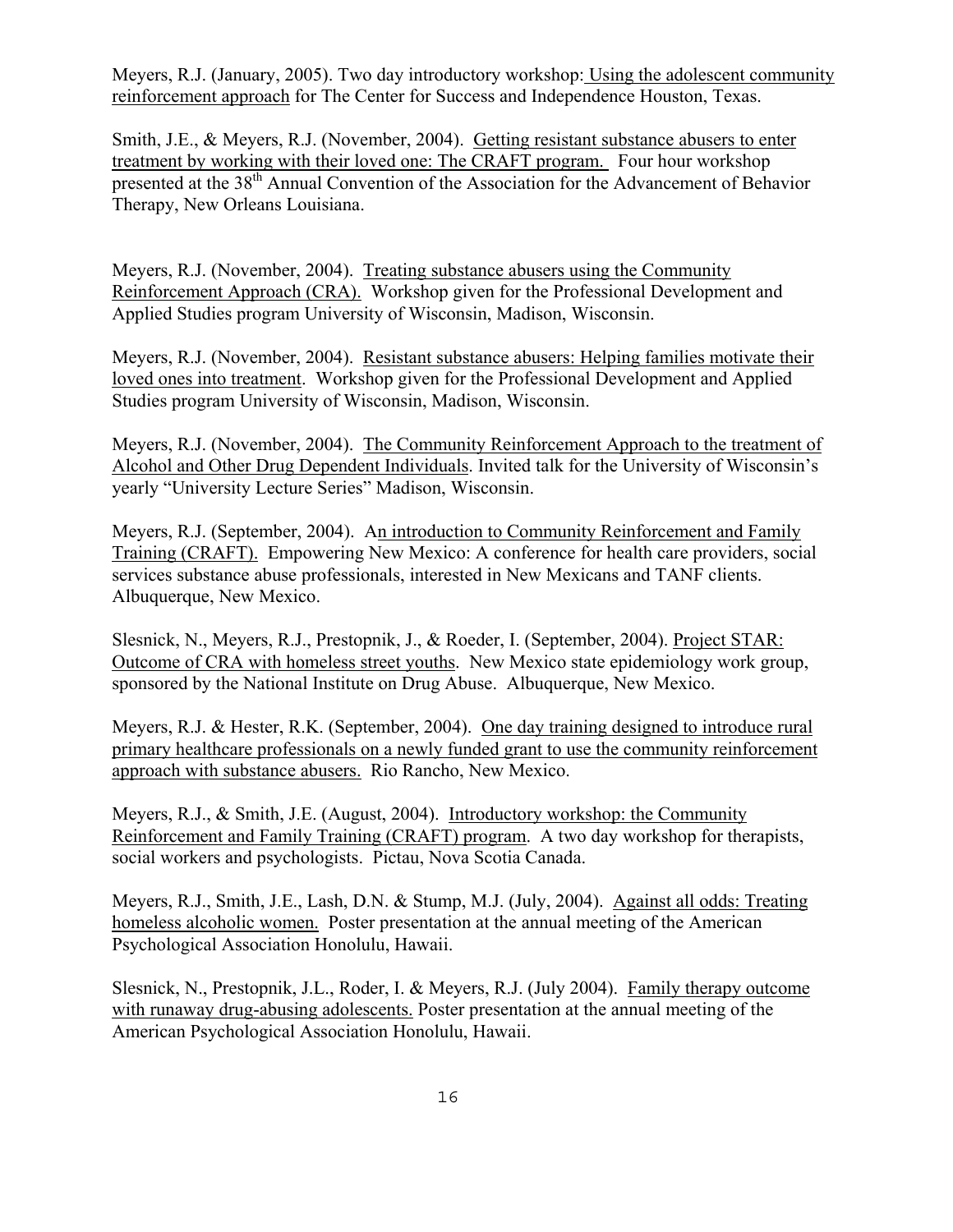Meyers, R.J. (January, 2005). Two day introductory workshop: Using the adolescent community reinforcement approach for The Center for Success and Independence Houston, Texas.

Smith, J.E., & Meyers, R.J. (November, 2004). Getting resistant substance abusers to enter treatment by working with their loved one: The CRAFT program. Four hour workshop presented at the 38th Annual Convention of the Association for the Advancement of Behavior Therapy, New Orleans Louisiana.

Meyers, R.J. (November, 2004). Treating substance abusers using the Community Reinforcement Approach (CRA). Workshop given for the Professional Development and Applied Studies program University of Wisconsin, Madison, Wisconsin.

Meyers, R.J. (November, 2004). Resistant substance abusers: Helping families motivate their loved ones into treatment. Workshop given for the Professional Development and Applied Studies program University of Wisconsin, Madison, Wisconsin.

Meyers, R.J. (November, 2004). The Community Reinforcement Approach to the treatment of Alcohol and Other Drug Dependent Individuals. Invited talk for the University of Wisconsin's yearly "University Lecture Series" Madison, Wisconsin.

Meyers, R.J. (September, 2004). An introduction to Community Reinforcement and Family Training (CRAFT). Empowering New Mexico: A conference for health care providers, social services substance abuse professionals, interested in New Mexicans and TANF clients. Albuquerque, New Mexico.

Slesnick, N., Meyers, R.J., Prestopnik, J., & Roeder, I. (September, 2004). Project STAR: Outcome of CRA with homeless street youths. New Mexico state epidemiology work group, sponsored by the National Institute on Drug Abuse. Albuquerque, New Mexico.

Meyers, R.J. & Hester, R.K. (September, 2004). One day training designed to introduce rural primary healthcare professionals on a newly funded grant to use the community reinforcement approach with substance abusers. Rio Rancho, New Mexico.

Meyers, R.J., & Smith, J.E. (August, 2004). Introductory workshop: the Community Reinforcement and Family Training (CRAFT) program. A two day workshop for therapists, social workers and psychologists. Pictau, Nova Scotia Canada.

Meyers, R.J., Smith, J.E., Lash, D.N. & Stump, M.J. (July, 2004). Against all odds: Treating homeless alcoholic women. Poster presentation at the annual meeting of the American Psychological Association Honolulu, Hawaii.

Slesnick, N., Prestopnik, J.L., Roder, I. & Meyers, R.J. (July 2004). Family therapy outcome with runaway drug-abusing adolescents. Poster presentation at the annual meeting of the American Psychological Association Honolulu, Hawaii.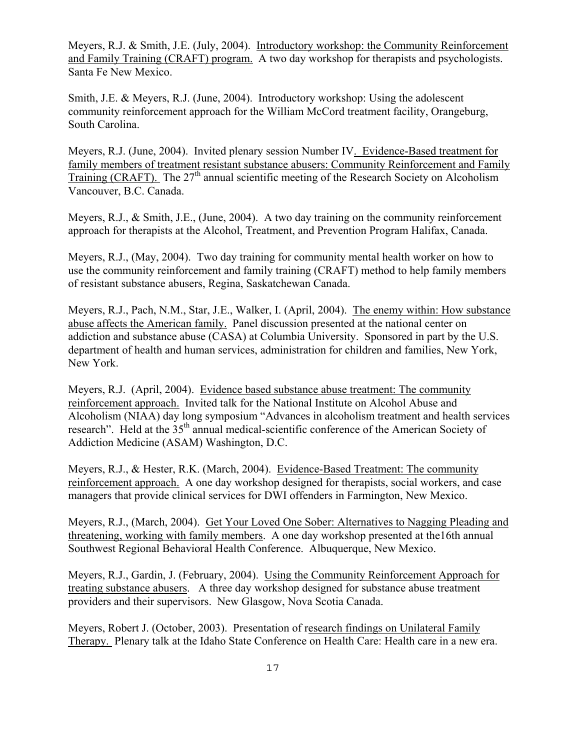Meyers, R.J. & Smith, J.E. (July, 2004). Introductory workshop: the Community Reinforcement and Family Training (CRAFT) program. A two day workshop for therapists and psychologists. Santa Fe New Mexico.

Smith, J.E. & Meyers, R.J. (June, 2004). Introductory workshop: Using the adolescent community reinforcement approach for the William McCord treatment facility, Orangeburg, South Carolina.

Meyers, R.J. (June, 2004). Invited plenary session Number IV. Evidence-Based treatment for family members of treatment resistant substance abusers: Community Reinforcement and Family Training (CRAFT). The 27th annual scientific meeting of the Research Society on Alcoholism Vancouver, B.C. Canada.

Meyers, R.J., & Smith, J.E., (June, 2004). A two day training on the community reinforcement approach for therapists at the Alcohol, Treatment, and Prevention Program Halifax, Canada.

Meyers, R.J., (May, 2004). Two day training for community mental health worker on how to use the community reinforcement and family training (CRAFT) method to help family members of resistant substance abusers, Regina, Saskatchewan Canada.

Meyers, R.J., Pach, N.M., Star, J.E., Walker, I. (April, 2004). The enemy within: How substance abuse affects the American family. Panel discussion presented at the national center on addiction and substance abuse (CASA) at Columbia University. Sponsored in part by the U.S. department of health and human services, administration for children and families, New York, New York.

Meyers, R.J. (April, 2004). Evidence based substance abuse treatment: The community reinforcement approach. Invited talk for the National Institute on Alcohol Abuse and Alcoholism (NIAA) day long symposium "Advances in alcoholism treatment and health services research". Held at the 35th annual medical-scientific conference of the American Society of Addiction Medicine (ASAM) Washington, D.C.

Meyers, R.J., & Hester, R.K. (March, 2004). Evidence-Based Treatment: The community reinforcement approach. A one day workshop designed for therapists, social workers, and case managers that provide clinical services for DWI offenders in Farmington, New Mexico.

Meyers, R.J., (March, 2004). Get Your Loved One Sober: Alternatives to Nagging Pleading and threatening, working with family members. A one day workshop presented at the16th annual Southwest Regional Behavioral Health Conference. Albuquerque, New Mexico.

Meyers, R.J., Gardin, J. (February, 2004). Using the Community Reinforcement Approach for treating substance abusers. A three day workshop designed for substance abuse treatment providers and their supervisors. New Glasgow, Nova Scotia Canada.

Meyers, Robert J. (October, 2003). Presentation of research findings on Unilateral Family Therapy. Plenary talk at the Idaho State Conference on Health Care: Health care in a new era.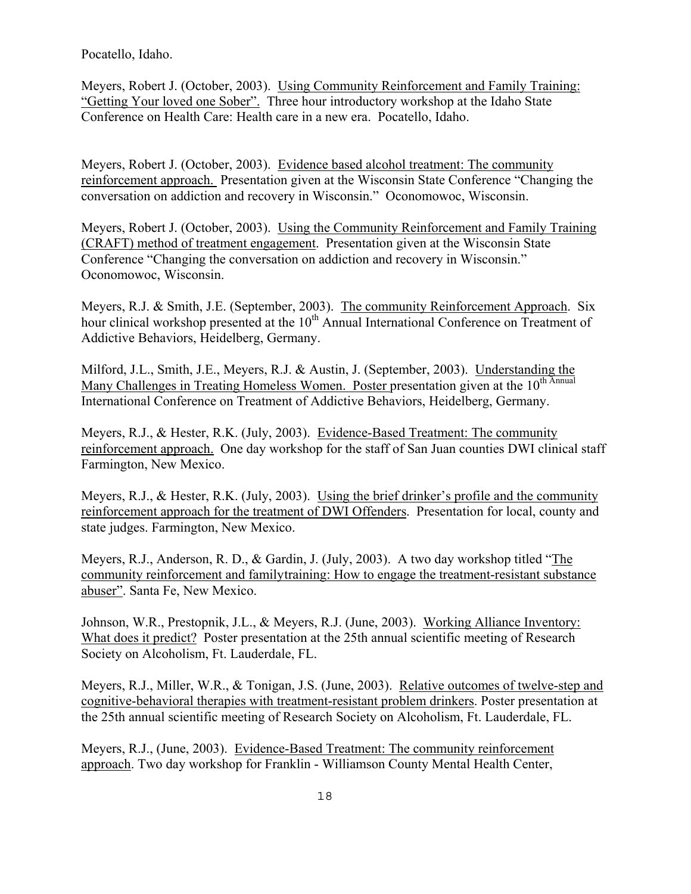Pocatello, Idaho.

Meyers, Robert J. (October, 2003). Using Community Reinforcement and Family Training: "Getting Your loved one Sober". Three hour introductory workshop at the Idaho State Conference on Health Care: Health care in a new era. Pocatello, Idaho.

Meyers, Robert J. (October, 2003). Evidence based alcohol treatment: The community reinforcement approach. Presentation given at the Wisconsin State Conference "Changing the conversation on addiction and recovery in Wisconsin." Oconomowoc, Wisconsin.

Meyers, Robert J. (October, 2003). Using the Community Reinforcement and Family Training (CRAFT) method of treatment engagement. Presentation given at the Wisconsin State Conference "Changing the conversation on addiction and recovery in Wisconsin." Oconomowoc, Wisconsin.

Meyers, R.J. & Smith, J.E. (September, 2003). The community Reinforcement Approach. Six hour clinical workshop presented at the 10th Annual International Conference on Treatment of Addictive Behaviors, Heidelberg, Germany.

Milford, J.L., Smith, J.E., Meyers, R.J. & Austin, J. (September, 2003). Understanding the Many Challenges in Treating Homeless Women. Poster presentation given at the 10th Annual International Conference on Treatment of Addictive Behaviors, Heidelberg, Germany.

Meyers, R.J., & Hester, R.K. (July, 2003). Evidence-Based Treatment: The community reinforcement approach. One day workshop for the staff of San Juan counties DWI clinical staff Farmington, New Mexico.

Meyers, R.J., & Hester, R.K. (July, 2003). Using the brief drinker's profile and the community reinforcement approach for the treatment of DWI Offenders. Presentation for local, county and state judges. Farmington, New Mexico.

Meyers, R.J., Anderson, R. D., & Gardin, J. (July, 2003). A two day workshop titled "The community reinforcement and familytraining: How to engage the treatment-resistant substance abuser". Santa Fe, New Mexico.

Johnson, W.R., Prestopnik, J.L., & Meyers, R.J. (June, 2003). Working Alliance Inventory: What does it predict? Poster presentation at the 25th annual scientific meeting of Research Society on Alcoholism, Ft. Lauderdale, FL.

Meyers, R.J., Miller, W.R., & Tonigan, J.S. (June, 2003). Relative outcomes of twelve-step and cognitive-behavioral therapies with treatment-resistant problem drinkers. Poster presentation at the 25th annual scientific meeting of Research Society on Alcoholism, Ft. Lauderdale, FL.

Meyers, R.J., (June, 2003). Evidence-Based Treatment: The community reinforcement approach. Two day workshop for Franklin - Williamson County Mental Health Center,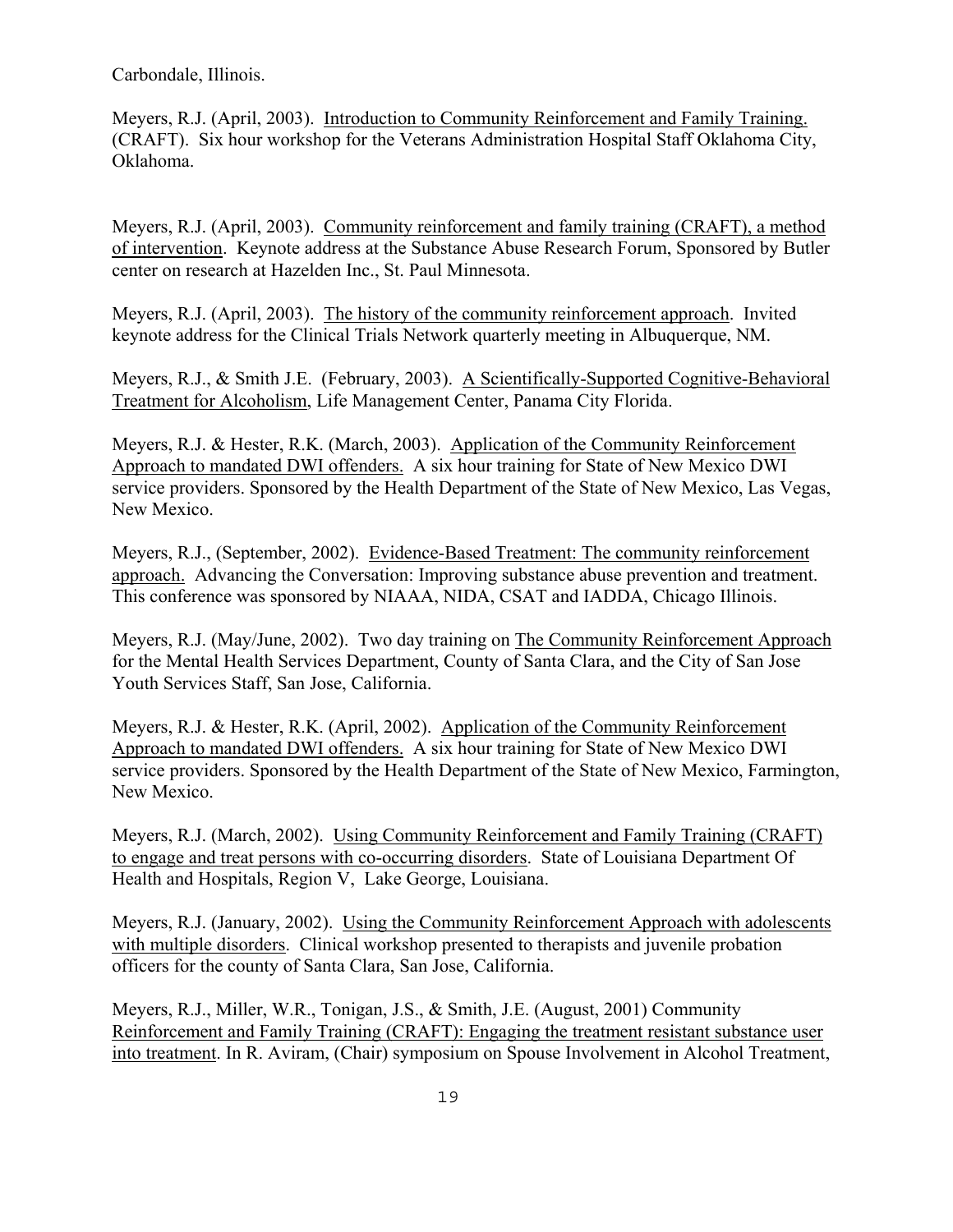Carbondale, Illinois.

Meyers, R.J. (April, 2003). <u>Introduction to Community Reinforcement and Family Training.</u> (CRAFT). Six hour workshop for the Veterans Administration Hospital Staff Oklahoma City, Oklahoma.

Meyers, R.J. (April, 2003). <u>Community reinforcement and family training (CRAFT), a method of intervention</u>. Keynote address at the Substance Abuse Research Forum, Sponsored by Butler center on research at Hazelden Inc., St. Paul Minnesota.

Meyers, R.J. (April, 2003). <u>The history of the community reinforcement approach</u>. Invited keynote address for the Clinical Trials Network quarterly meeting in Albuquerque, NM.

Meyers, R.J., & Smith J.E. (February, 2003). <u>A Scientifically-Supported Cognitive-Behavioral Treatment for Alcoholism</u>, Life Management Center, Panama City Florida.

Meyers, R.J. & Hester, R.K. (March, 2003). <u>Application of the Community Reinforcement Approach to mandated DWI offenders.</u> A six hour training for State of New Mexico DWI service providers. Sponsored by the Health Department of the State of New Mexico, Las Vegas, New Mexico.

Meyers, R.J., (September, 2002). <u>Evidence-Based Treatment: The community reinforcement approach.</u> Advancing the Conversation: Improving substance abuse prevention and treatment. This conference was sponsored by NIAAA, NIDA, CSAT and IADDA, Chicago Illinois.

Meyers, R.J. (May/June, 2002). Two day training on <u>The Community Reinforcement Approach</u> for the Mental Health Services Department, County of Santa Clara, and the City of San Jose Youth Services Staff, San Jose, California.

Meyers, R.J. & Hester, R.K. (April, 2002). <u>Application of the Community Reinforcement Approach to mandated DWI offenders.</u> A six hour training for State of New Mexico DWI service providers. Sponsored by the Health Department of the State of New Mexico, Farmington, New Mexico.

Meyers, R.J. (March, 2002). <u>Using Community Reinforcement and Family Training (CRAFT) to engage and treat persons with co-occurring disorders</u>. State of Louisiana Department Of Health and Hospitals, Region V, Lake George, Louisiana.

Meyers, R.J. (January, 2002). <u>Using the Community Reinforcement Approach with adolescents with multiple disorders</u>. Clinical workshop presented to therapists and juvenile probation officers for the county of Santa Clara, San Jose, California.

Meyers, R.J., Miller, W.R., Tonigan, J.S., & Smith, J.E. (August, 2001) Community <u>Reinforcement and Family Training (CRAFT): Engaging the treatment resistant substance user into treatment</u>. In R. Aviram, (Chair) symposium on Spouse Involvement in Alcohol Treatment,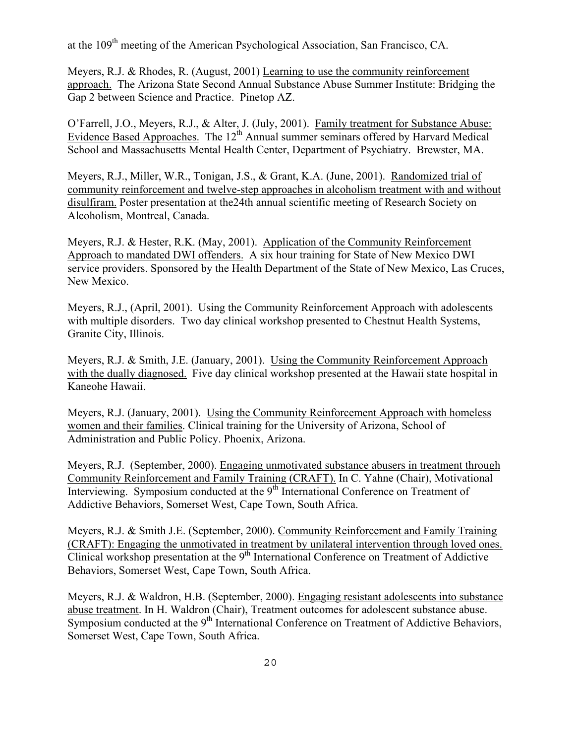at the 109th meeting of the American Psychological Association, San Francisco, CA.

Meyers, R.J. & Rhodes, R. (August, 2001) Learning to use the community reinforcement approach. The Arizona State Second Annual Substance Abuse Summer Institute: Bridging the Gap 2 between Science and Practice. Pinetop AZ.

O'Farrell, J.O., Meyers, R.J., & Alter, J. (July, 2001). Family treatment for Substance Abuse: Evidence Based Approaches. The 12th Annual summer seminars offered by Harvard Medical School and Massachusetts Mental Health Center, Department of Psychiatry. Brewster, MA.

Meyers, R.J., Miller, W.R., Tonigan, J.S., & Grant, K.A. (June, 2001). Randomized trial of community reinforcement and twelve-step approaches in alcoholism treatment with and without disulfiram. Poster presentation at the24th annual scientific meeting of Research Society on Alcoholism, Montreal, Canada.

Meyers, R.J. & Hester, R.K. (May, 2001). Application of the Community Reinforcement Approach to mandated DWI offenders. A six hour training for State of New Mexico DWI service providers. Sponsored by the Health Department of the State of New Mexico, Las Cruces, New Mexico.

Meyers, R.J., (April, 2001). Using the Community Reinforcement Approach with adolescents with multiple disorders. Two day clinical workshop presented to Chestnut Health Systems, Granite City, Illinois.

Meyers, R.J. & Smith, J.E. (January, 2001). Using the Community Reinforcement Approach with the dually diagnosed. Five day clinical workshop presented at the Hawaii state hospital in Kaneohe Hawaii.

Meyers, R.J. (January, 2001). Using the Community Reinforcement Approach with homeless women and their families. Clinical training for the University of Arizona, School of Administration and Public Policy. Phoenix, Arizona.

Meyers, R.J. (September, 2000). Engaging unmotivated substance abusers in treatment through Community Reinforcement and Family Training (CRAFT). In C. Yahne (Chair), Motivational Interviewing. Symposium conducted at the 9th International Conference on Treatment of Addictive Behaviors, Somerset West, Cape Town, South Africa.

Meyers, R.J. & Smith J.E. (September, 2000). Community Reinforcement and Family Training (CRAFT): Engaging the unmotivated in treatment by unilateral intervention through loved ones. Clinical workshop presentation at the 9th International Conference on Treatment of Addictive Behaviors, Somerset West, Cape Town, South Africa.

Meyers, R.J. & Waldron, H.B. (September, 2000). Engaging resistant adolescents into substance abuse treatment. In H. Waldron (Chair), Treatment outcomes for adolescent substance abuse. Symposium conducted at the 9th International Conference on Treatment of Addictive Behaviors, Somerset West, Cape Town, South Africa.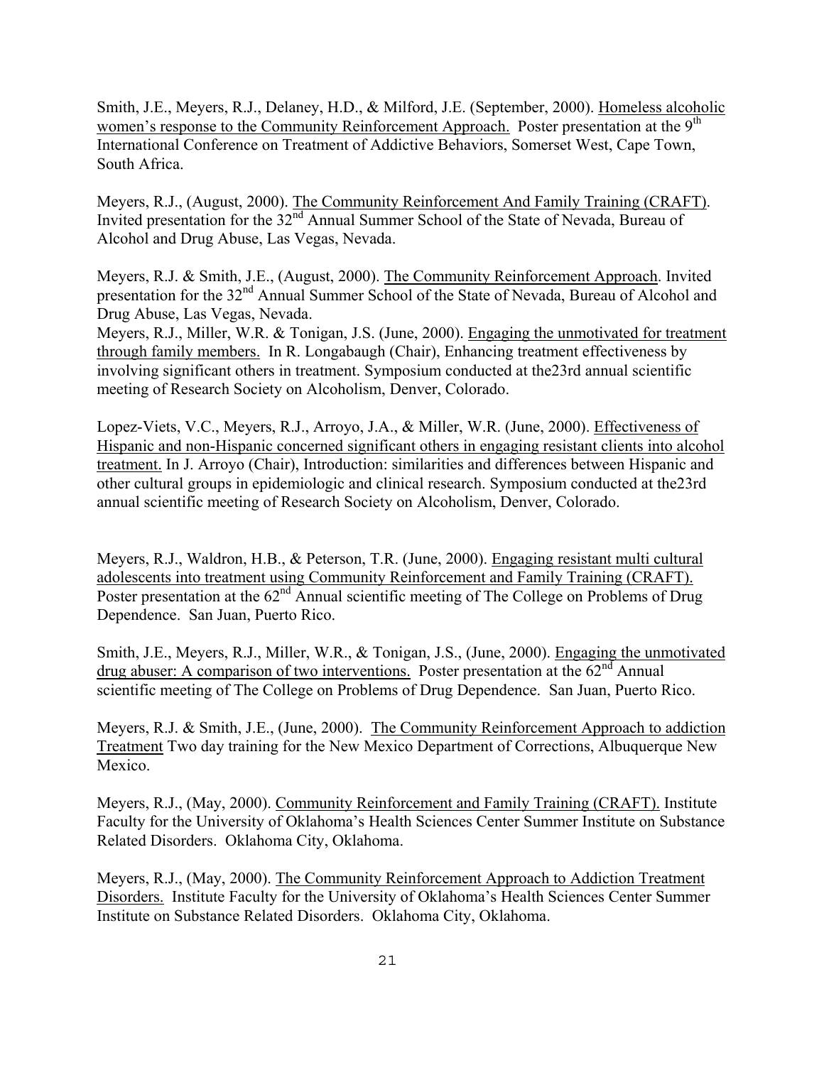Smith, J.E., Meyers, R.J., Delaney, H.D., & Milford, J.E. (September, 2000). Homeless alcoholic women's response to the Community Reinforcement Approach. Poster presentation at the 9th International Conference on Treatment of Addictive Behaviors, Somerset West, Cape Town, South Africa.

Meyers, R.J., (August, 2000). The Community Reinforcement And Family Training (CRAFT). Invited presentation for the 32nd Annual Summer School of the State of Nevada, Bureau of Alcohol and Drug Abuse, Las Vegas, Nevada.

Meyers, R.J. & Smith, J.E., (August, 2000). The Community Reinforcement Approach. Invited presentation for the 32nd Annual Summer School of the State of Nevada, Bureau of Alcohol and Drug Abuse, Las Vegas, Nevada.

Meyers, R.J., Miller, W.R. & Tonigan, J.S. (June, 2000). Engaging the unmotivated for treatment through family members. In R. Longabaugh (Chair), Enhancing treatment effectiveness by involving significant others in treatment. Symposium conducted at the23rd annual scientific meeting of Research Society on Alcoholism, Denver, Colorado.

Lopez-Viets, V.C., Meyers, R.J., Arroyo, J.A., & Miller, W.R. (June, 2000). Effectiveness of Hispanic and non-Hispanic concerned significant others in engaging resistant clients into alcohol treatment. In J. Arroyo (Chair), Introduction: similarities and differences between Hispanic and other cultural groups in epidemiologic and clinical research. Symposium conducted at the23rd annual scientific meeting of Research Society on Alcoholism, Denver, Colorado.

Meyers, R.J., Waldron, H.B., & Peterson, T.R. (June, 2000). Engaging resistant multi cultural adolescents into treatment using Community Reinforcement and Family Training (CRAFT). Poster presentation at the 62nd Annual scientific meeting of The College on Problems of Drug Dependence. San Juan, Puerto Rico.

Smith, J.E., Meyers, R.J., Miller, W.R., & Tonigan, J.S., (June, 2000). Engaging the unmotivated drug abuser: A comparison of two interventions. Poster presentation at the 62nd Annual scientific meeting of The College on Problems of Drug Dependence. San Juan, Puerto Rico.

Meyers, R.J. & Smith, J.E., (June, 2000). The Community Reinforcement Approach to addiction Treatment Two day training for the New Mexico Department of Corrections, Albuquerque New Mexico.

Meyers, R.J., (May, 2000). Community Reinforcement and Family Training (CRAFT). Institute Faculty for the University of Oklahoma's Health Sciences Center Summer Institute on Substance Related Disorders. Oklahoma City, Oklahoma.

Meyers, R.J., (May, 2000). The Community Reinforcement Approach to Addiction Treatment Disorders. Institute Faculty for the University of Oklahoma's Health Sciences Center Summer Institute on Substance Related Disorders. Oklahoma City, Oklahoma.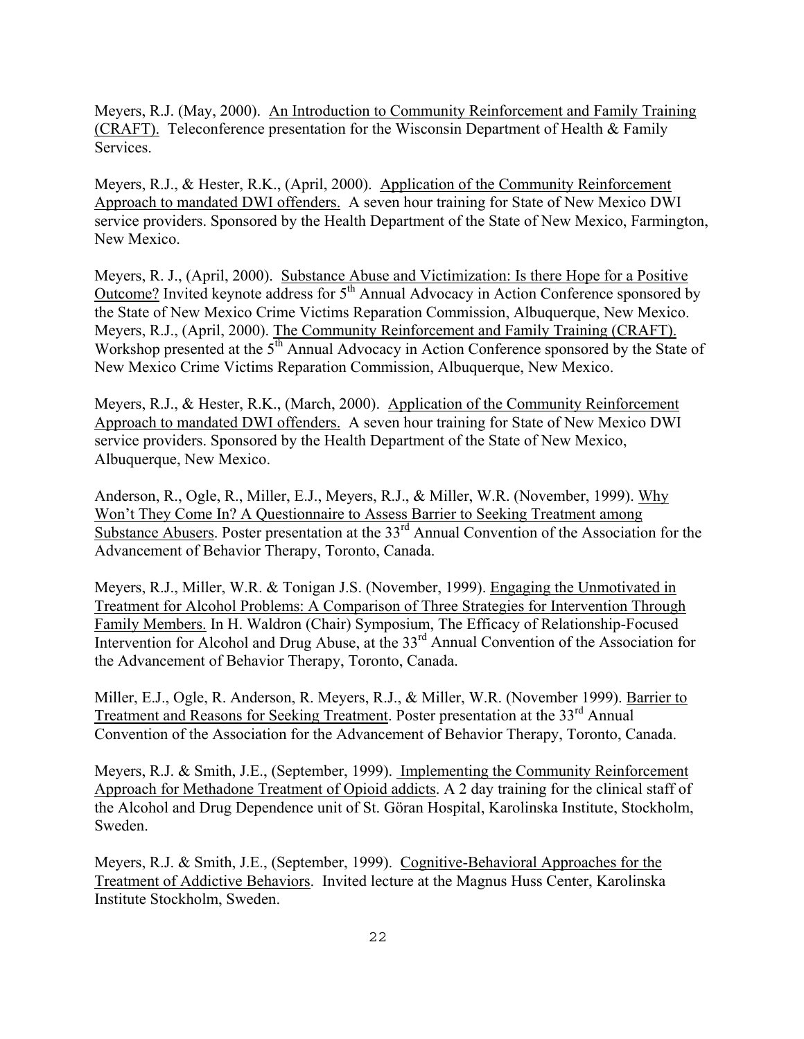Meyers, R.J. (May, 2000). <u>An Introduction to Community Reinforcement and Family Training (CRAFT).</u> Teleconference presentation for the Wisconsin Department of Health & Family Services.

Meyers, R.J., & Hester, R.K., (April, 2000). <u>Application of the Community Reinforcement Approach to mandated DWI offenders.</u> A seven hour training for State of New Mexico DWI service providers. Sponsored by the Health Department of the State of New Mexico, Farmington, New Mexico.

Meyers, R. J., (April, 2000). <u>Substance Abuse and Victimization: Is there Hope for a Positive Outcome?</u> Invited keynote address for 5th Annual Advocacy in Action Conference sponsored by the State of New Mexico Crime Victims Reparation Commission, Albuquerque, New Mexico. Meyers, R.J., (April, 2000). <u>The Community Reinforcement and Family Training (CRAFT).</u> Workshop presented at the 5th Annual Advocacy in Action Conference sponsored by the State of New Mexico Crime Victims Reparation Commission, Albuquerque, New Mexico.

Meyers, R.J., & Hester, R.K., (March, 2000). <u>Application of the Community Reinforcement Approach to mandated DWI offenders.</u> A seven hour training for State of New Mexico DWI service providers. Sponsored by the Health Department of the State of New Mexico, Albuquerque, New Mexico.

Anderson, R., Ogle, R., Miller, E.J., Meyers, R.J., & Miller, W.R. (November, 1999). <u>Why Won't They Come In? A Questionnaire to Assess Barrier to Seeking Treatment among Substance Abusers</u>. Poster presentation at the 33rd Annual Convention of the Association for the Advancement of Behavior Therapy, Toronto, Canada.

Meyers, R.J., Miller, W.R. & Tonigan J.S. (November, 1999). <u>Engaging the Unmotivated in Treatment for Alcohol Problems: A Comparison of Three Strategies for Intervention Through Family Members.</u> In H. Waldron (Chair) Symposium, The Efficacy of Relationship-Focused Intervention for Alcohol and Drug Abuse, at the 33rd Annual Convention of the Association for the Advancement of Behavior Therapy, Toronto, Canada.

Miller, E.J., Ogle, R. Anderson, R. Meyers, R.J., & Miller, W.R. (November 1999). <u>Barrier to Treatment and Reasons for Seeking Treatment</u>. Poster presentation at the 33rd Annual Convention of the Association for the Advancement of Behavior Therapy, Toronto, Canada.

Meyers, R.J. & Smith, J.E., (September, 1999). <u>Implementing the Community Reinforcement Approach for Methadone Treatment of Opioid addicts</u>. A 2 day training for the clinical staff of the Alcohol and Drug Dependence unit of St. Göran Hospital, Karolinska Institute, Stockholm, Sweden.

Meyers, R.J. & Smith, J.E., (September, 1999). <u>Cognitive-Behavioral Approaches for the Treatment of Addictive Behaviors</u>. Invited lecture at the Magnus Huss Center, Karolinska Institute Stockholm, Sweden.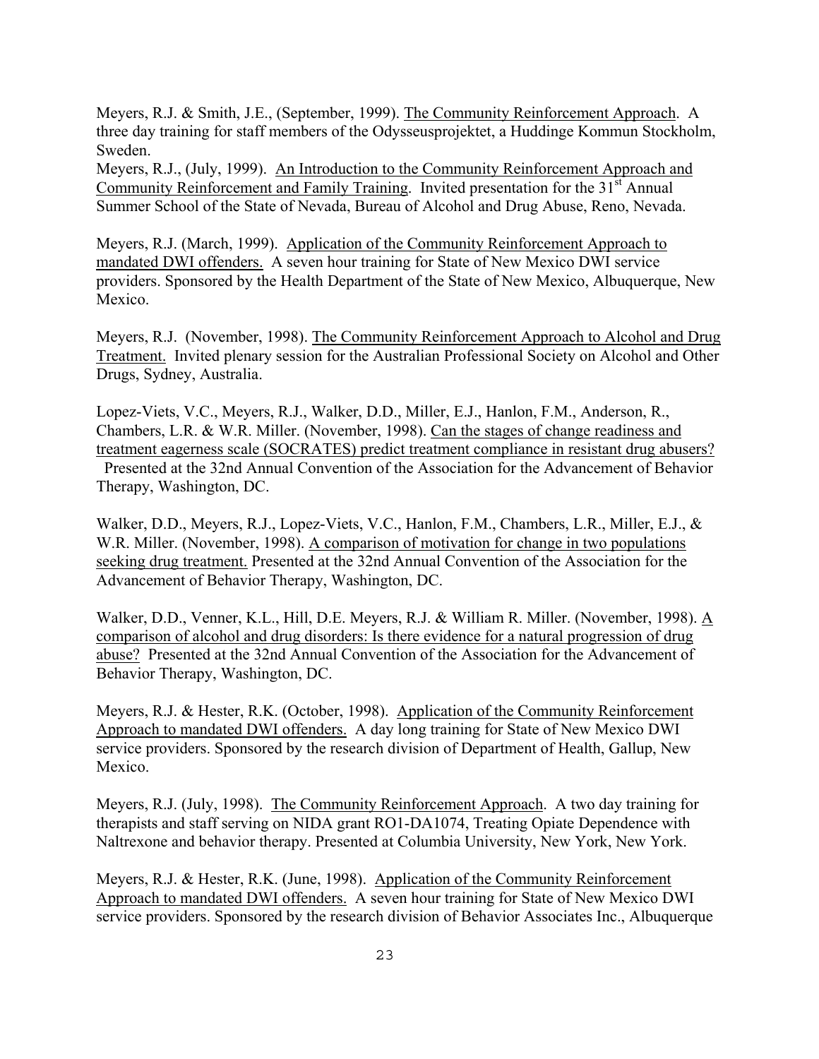Meyers, R.J. & Smith, J.E., (September, 1999). The Community Reinforcement Approach. A three day training for staff members of the Odysseusprojektet, a Huddinge Kommun Stockholm, Sweden.

Meyers, R.J., (July, 1999). An Introduction to the Community Reinforcement Approach and Community Reinforcement and Family Training. Invited presentation for the 31st Annual Summer School of the State of Nevada, Bureau of Alcohol and Drug Abuse, Reno, Nevada.

Meyers, R.J. (March, 1999). Application of the Community Reinforcement Approach to mandated DWI offenders. A seven hour training for State of New Mexico DWI service providers. Sponsored by the Health Department of the State of New Mexico, Albuquerque, New Mexico.

Meyers, R.J. (November, 1998). The Community Reinforcement Approach to Alcohol and Drug Treatment. Invited plenary session for the Australian Professional Society on Alcohol and Other Drugs, Sydney, Australia.

Lopez-Viets, V.C., Meyers, R.J., Walker, D.D., Miller, E.J., Hanlon, F.M., Anderson, R., Chambers, L.R. & W.R. Miller. (November, 1998). Can the stages of change readiness and treatment eagerness scale (SOCRATES) predict treatment compliance in resistant drug abusers? Presented at the 32nd Annual Convention of the Association for the Advancement of Behavior Therapy, Washington, DC.

Walker, D.D., Meyers, R.J., Lopez-Viets, V.C., Hanlon, F.M., Chambers, L.R., Miller, E.J., & W.R. Miller. (November, 1998). A comparison of motivation for change in two populations seeking drug treatment. Presented at the 32nd Annual Convention of the Association for the Advancement of Behavior Therapy, Washington, DC.

Walker, D.D., Venner, K.L., Hill, D.E. Meyers, R.J. & William R. Miller. (November, 1998). A comparison of alcohol and drug disorders: Is there evidence for a natural progression of drug abuse? Presented at the 32nd Annual Convention of the Association for the Advancement of Behavior Therapy, Washington, DC.

Meyers, R.J. & Hester, R.K. (October, 1998). Application of the Community Reinforcement Approach to mandated DWI offenders. A day long training for State of New Mexico DWI service providers. Sponsored by the research division of Department of Health, Gallup, New Mexico.

Meyers, R.J. (July, 1998). The Community Reinforcement Approach. A two day training for therapists and staff serving on NIDA grant RO1-DA1074, Treating Opiate Dependence with Naltrexone and behavior therapy. Presented at Columbia University, New York, New York.

Meyers, R.J. & Hester, R.K. (June, 1998). Application of the Community Reinforcement Approach to mandated DWI offenders. A seven hour training for State of New Mexico DWI service providers. Sponsored by the research division of Behavior Associates Inc., Albuquerque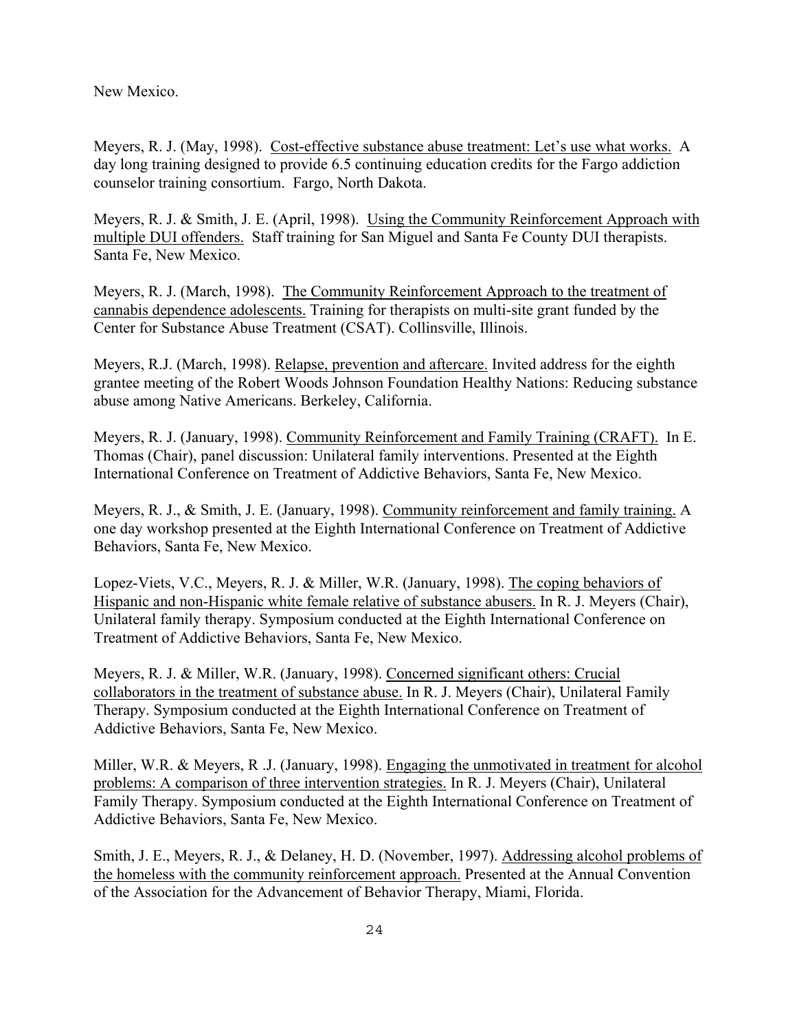New Mexico.

Meyers, R. J. (May, 1998). <u>Cost-effective substance abuse treatment: Let's use what works.</u> A day long training designed to provide 6.5 continuing education credits for the Fargo addiction counselor training consortium. Fargo, North Dakota.

Meyers, R. J. & Smith, J. E. (April, 1998). <u>Using the Community Reinforcement Approach with multiple DUI offenders.</u> Staff training for San Miguel and Santa Fe County DUI therapists. Santa Fe, New Mexico.

Meyers, R. J. (March, 1998). <u>The Community Reinforcement Approach to the treatment of cannabis dependence adolescents.</u> Training for therapists on multi-site grant funded by the Center for Substance Abuse Treatment (CSAT). Collinsville, Illinois.

Meyers, R.J. (March, 1998). <u>Relapse, prevention and aftercare.</u> Invited address for the eighth grantee meeting of the Robert Woods Johnson Foundation Healthy Nations: Reducing substance abuse among Native Americans. Berkeley, California.

Meyers, R. J. (January, 1998). <u>Community Reinforcement and Family Training (CRAFT).</u> In E. Thomas (Chair), panel discussion: Unilateral family interventions. Presented at the Eighth International Conference on Treatment of Addictive Behaviors, Santa Fe, New Mexico.

Meyers, R. J., & Smith, J. E. (January, 1998). <u>Community reinforcement and family training.</u> A one day workshop presented at the Eighth International Conference on Treatment of Addictive Behaviors, Santa Fe, New Mexico.

Lopez-Viets, V.C., Meyers, R. J. & Miller, W.R. (January, 1998). <u>The coping behaviors of Hispanic and non-Hispanic white female relative of substance abusers.</u> In R. J. Meyers (Chair), Unilateral family therapy. Symposium conducted at the Eighth International Conference on Treatment of Addictive Behaviors, Santa Fe, New Mexico.

Meyers, R. J. & Miller, W.R. (January, 1998). <u>Concerned significant others: Crucial collaborators in the treatment of substance abuse.</u> In R. J. Meyers (Chair), Unilateral Family Therapy. Symposium conducted at the Eighth International Conference on Treatment of Addictive Behaviors, Santa Fe, New Mexico.

Miller, W.R. & Meyers, R .J. (January, 1998). <u>Engaging the unmotivated in treatment for alcohol problems: A comparison of three intervention strategies.</u> In R. J. Meyers (Chair), Unilateral Family Therapy. Symposium conducted at the Eighth International Conference on Treatment of Addictive Behaviors, Santa Fe, New Mexico.

Smith, J. E., Meyers, R. J., & Delaney, H. D. (November, 1997). <u>Addressing alcohol problems of the homeless with the community reinforcement approach.</u> Presented at the Annual Convention of the Association for the Advancement of Behavior Therapy, Miami, Florida.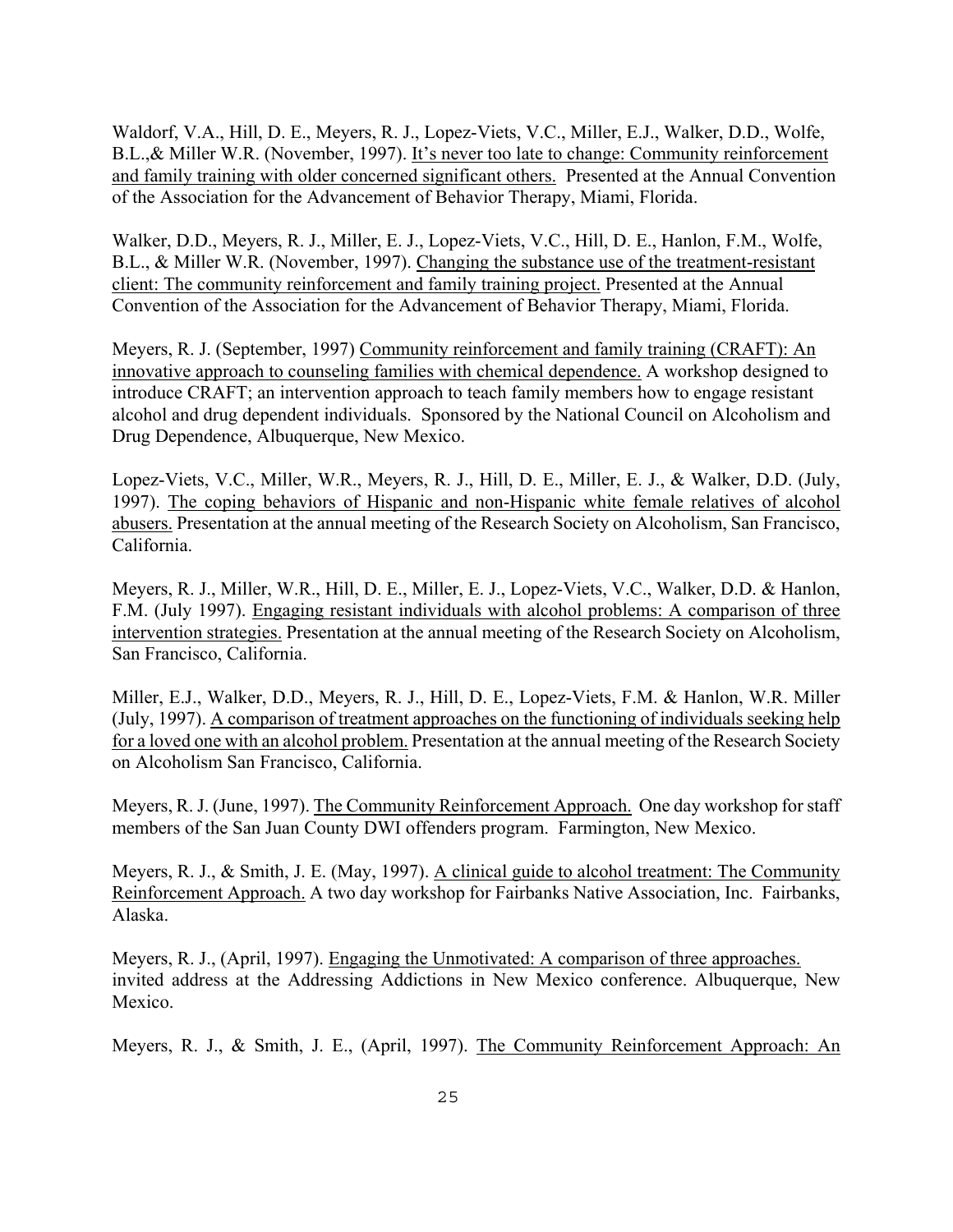Waldorf, V.A., Hill, D. E., Meyers, R. J., Lopez-Viets, V.C., Miller, E.J., Walker, D.D., Wolfe, B.L.,& Miller W.R. (November, 1997). It's never too late to change: Community reinforcement and family training with older concerned significant others. Presented at the Annual Convention of the Association for the Advancement of Behavior Therapy, Miami, Florida.

Walker, D.D., Meyers, R. J., Miller, E. J., Lopez-Viets, V.C., Hill, D. E., Hanlon, F.M., Wolfe, B.L., & Miller W.R. (November, 1997). Changing the substance use of the treatment-resistant client: The community reinforcement and family training project. Presented at the Annual Convention of the Association for the Advancement of Behavior Therapy, Miami, Florida.

Meyers, R. J. (September, 1997) Community reinforcement and family training (CRAFT): An innovative approach to counseling families with chemical dependence. A workshop designed to introduce CRAFT; an intervention approach to teach family members how to engage resistant alcohol and drug dependent individuals. Sponsored by the National Council on Alcoholism and Drug Dependence, Albuquerque, New Mexico.

Lopez-Viets, V.C., Miller, W.R., Meyers, R. J., Hill, D. E., Miller, E. J., & Walker, D.D. (July, 1997). The coping behaviors of Hispanic and non-Hispanic white female relatives of alcohol abusers. Presentation at the annual meeting of the Research Society on Alcoholism, San Francisco, California.

Meyers, R. J., Miller, W.R., Hill, D. E., Miller, E. J., Lopez-Viets, V.C., Walker, D.D. & Hanlon, F.M. (July 1997). Engaging resistant individuals with alcohol problems: A comparison of three intervention strategies. Presentation at the annual meeting of the Research Society on Alcoholism, San Francisco, California.

Miller, E.J., Walker, D.D., Meyers, R. J., Hill, D. E., Lopez-Viets, F.M. & Hanlon, W.R. Miller (July, 1997). A comparison of treatment approaches on the functioning of individuals seeking help for a loved one with an alcohol problem. Presentation at the annual meeting of the Research Society on Alcoholism San Francisco, California.

Meyers, R. J. (June, 1997). The Community Reinforcement Approach. One day workshop for staff members of the San Juan County DWI offenders program. Farmington, New Mexico.

Meyers, R. J., & Smith, J. E. (May, 1997). A clinical guide to alcohol treatment: The Community Reinforcement Approach. A two day workshop for Fairbanks Native Association, Inc. Fairbanks, Alaska.

Meyers, R. J., (April, 1997). Engaging the Unmotivated: A comparison of three approaches. invited address at the Addressing Addictions in New Mexico conference. Albuquerque, New Mexico.

Meyers, R. J., & Smith, J. E., (April, 1997). The Community Reinforcement Approach: An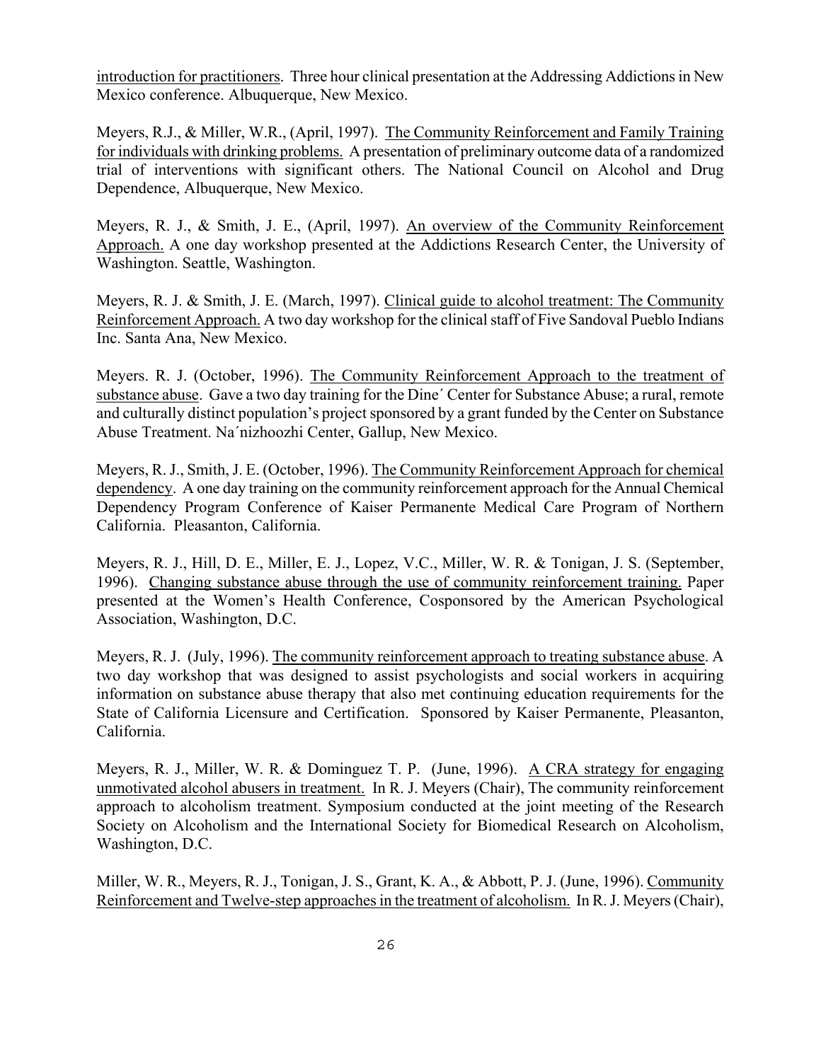introduction for practitioners. Three hour clinical presentation at the Addressing Addictions in New Mexico conference. Albuquerque, New Mexico.

Meyers, R.J., & Miller, W.R., (April, 1997). The Community Reinforcement and Family Training for individuals with drinking problems. A presentation of preliminary outcome data of a randomized trial of interventions with significant others. The National Council on Alcohol and Drug Dependence, Albuquerque, New Mexico.

Meyers, R. J., & Smith, J. E., (April, 1997). An overview of the Community Reinforcement Approach. A one day workshop presented at the Addictions Research Center, the University of Washington. Seattle, Washington.

Meyers, R. J. & Smith, J. E. (March, 1997). Clinical guide to alcohol treatment: The Community Reinforcement Approach. A two day workshop for the clinical staff of Five Sandoval Pueblo Indians Inc. Santa Ana, New Mexico.

Meyers. R. J. (October, 1996). The Community Reinforcement Approach to the treatment of substance abuse. Gave a two day training for the Dine´ Center for Substance Abuse; a rural, remote and culturally distinct population's project sponsored by a grant funded by the Center on Substance Abuse Treatment. Na´nizhoozhi Center, Gallup, New Mexico.

Meyers, R. J., Smith, J. E. (October, 1996). The Community Reinforcement Approach for chemical dependency. A one day training on the community reinforcement approach for the Annual Chemical Dependency Program Conference of Kaiser Permanente Medical Care Program of Northern California. Pleasanton, California.

Meyers, R. J., Hill, D. E., Miller, E. J., Lopez, V.C., Miller, W. R. & Tonigan, J. S. (September, 1996). Changing substance abuse through the use of community reinforcement training. Paper presented at the Women's Health Conference, Cosponsored by the American Psychological Association, Washington, D.C.

Meyers, R. J. (July, 1996). The community reinforcement approach to treating substance abuse. A two day workshop that was designed to assist psychologists and social workers in acquiring information on substance abuse therapy that also met continuing education requirements for the State of California Licensure and Certification. Sponsored by Kaiser Permanente, Pleasanton, California.

Meyers, R. J., Miller, W. R. & Dominguez T. P. (June, 1996). A CRA strategy for engaging unmotivated alcohol abusers in treatment. In R. J. Meyers (Chair), The community reinforcement approach to alcoholism treatment. Symposium conducted at the joint meeting of the Research Society on Alcoholism and the International Society for Biomedical Research on Alcoholism, Washington, D.C.

Miller, W. R., Meyers, R. J., Tonigan, J. S., Grant, K. A., & Abbott, P. J. (June, 1996). Community Reinforcement and Twelve-step approaches in the treatment of alcoholism. In R. J. Meyers (Chair),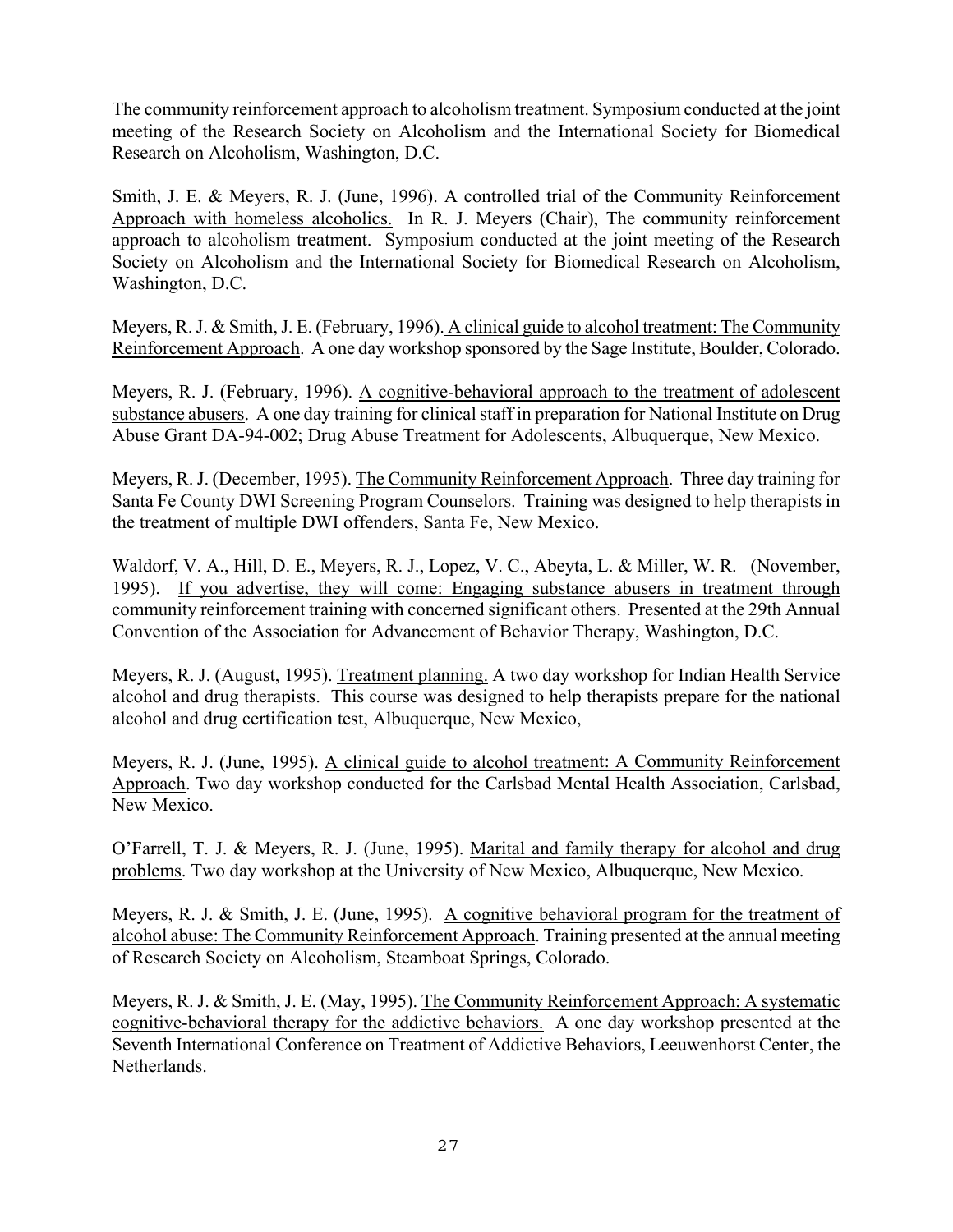The community reinforcement approach to alcoholism treatment. Symposium conducted at the joint meeting of the Research Society on Alcoholism and the International Society for Biomedical Research on Alcoholism, Washington, D.C.

Smith, J. E. & Meyers, R. J. (June, 1996). A controlled trial of the Community Reinforcement Approach with homeless alcoholics. In R. J. Meyers (Chair), The community reinforcement approach to alcoholism treatment. Symposium conducted at the joint meeting of the Research Society on Alcoholism and the International Society for Biomedical Research on Alcoholism, Washington, D.C.

Meyers, R. J. & Smith, J. E. (February, 1996). A clinical guide to alcohol treatment: The Community Reinforcement Approach. A one day workshop sponsored by the Sage Institute, Boulder, Colorado.

Meyers, R. J. (February, 1996). A cognitive-behavioral approach to the treatment of adolescent substance abusers. A one day training for clinical staff in preparation for National Institute on Drug Abuse Grant DA-94-002; Drug Abuse Treatment for Adolescents, Albuquerque, New Mexico.

Meyers, R. J. (December, 1995). The Community Reinforcement Approach. Three day training for Santa Fe County DWI Screening Program Counselors. Training was designed to help therapists in the treatment of multiple DWI offenders, Santa Fe, New Mexico.

Waldorf, V. A., Hill, D. E., Meyers, R. J., Lopez, V. C., Abeyta, L. & Miller, W. R. (November, 1995). If you advertise, they will come: Engaging substance abusers in treatment through community reinforcement training with concerned significant others. Presented at the 29th Annual Convention of the Association for Advancement of Behavior Therapy, Washington, D.C.

Meyers, R. J. (August, 1995). Treatment planning. A two day workshop for Indian Health Service alcohol and drug therapists. This course was designed to help therapists prepare for the national alcohol and drug certification test, Albuquerque, New Mexico,

Meyers, R. J. (June, 1995). A clinical guide to alcohol treatment: A Community Reinforcement Approach. Two day workshop conducted for the Carlsbad Mental Health Association, Carlsbad, New Mexico.

O'Farrell, T. J. & Meyers, R. J. (June, 1995). Marital and family therapy for alcohol and drug problems. Two day workshop at the University of New Mexico, Albuquerque, New Mexico.

Meyers, R. J. & Smith, J. E. (June, 1995). A cognitive behavioral program for the treatment of alcohol abuse: The Community Reinforcement Approach. Training presented at the annual meeting of Research Society on Alcoholism, Steamboat Springs, Colorado.

Meyers, R. J. & Smith, J. E. (May, 1995). The Community Reinforcement Approach: A systematic cognitive-behavioral therapy for the addictive behaviors. A one day workshop presented at the Seventh International Conference on Treatment of Addictive Behaviors, Leeuwenhorst Center, the Netherlands.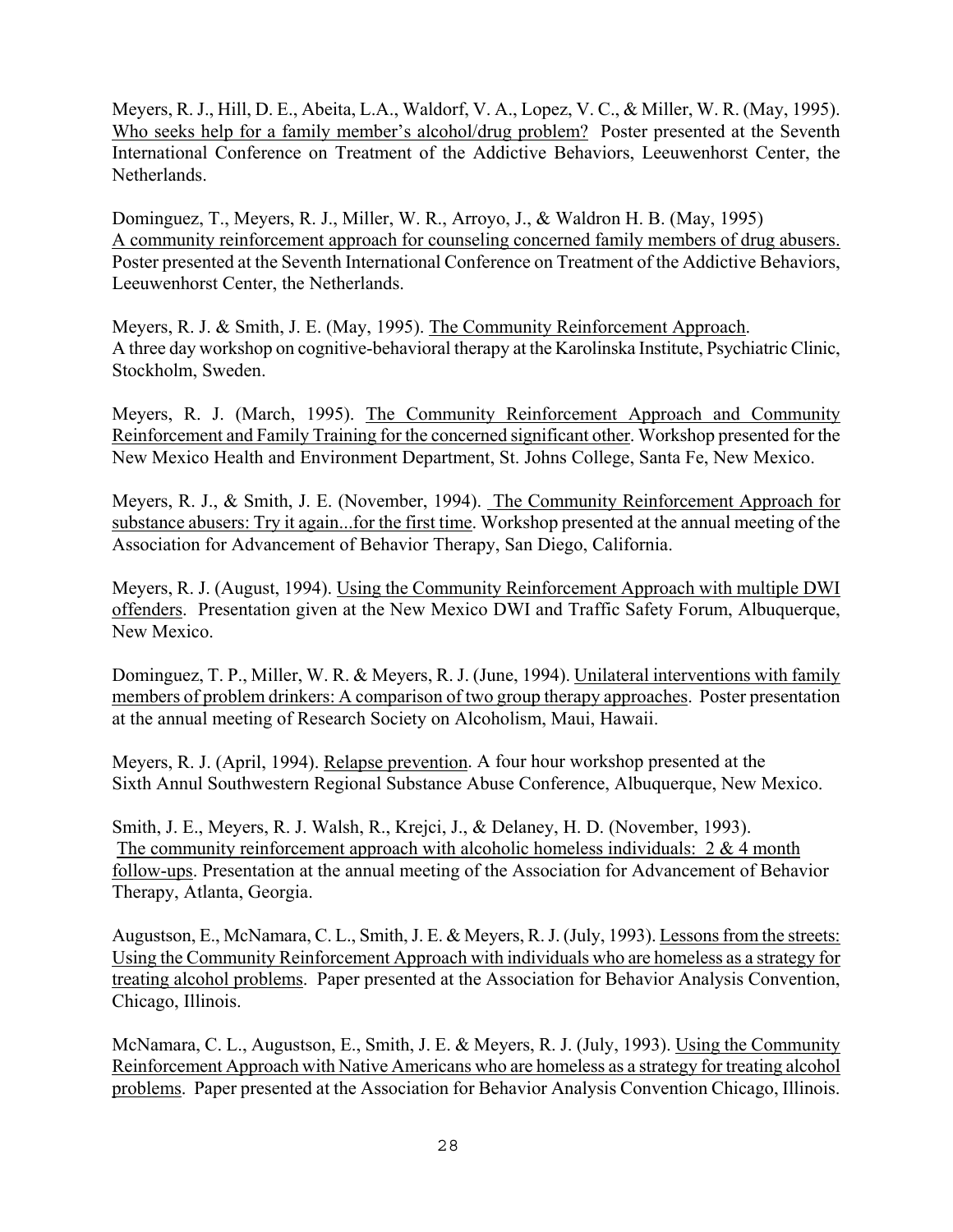Meyers, R. J., Hill, D. E., Abeita, L.A., Waldorf, V. A., Lopez, V. C., & Miller, W. R. (May, 1995). Who seeks help for a family member's alcohol/drug problem? Poster presented at the Seventh International Conference on Treatment of the Addictive Behaviors, Leeuwenhorst Center, the Netherlands.

Dominguez, T., Meyers, R. J., Miller, W. R., Arroyo, J., & Waldron H. B. (May, 1995) A community reinforcement approach for counseling concerned family members of drug abusers. Poster presented at the Seventh International Conference on Treatment of the Addictive Behaviors, Leeuwenhorst Center, the Netherlands.

Meyers, R. J. & Smith, J. E. (May, 1995). The Community Reinforcement Approach. A three day workshop on cognitive-behavioral therapy at the Karolinska Institute, Psychiatric Clinic, Stockholm, Sweden.

Meyers, R. J. (March, 1995). The Community Reinforcement Approach and Community Reinforcement and Family Training for the concerned significant other. Workshop presented for the New Mexico Health and Environment Department, St. Johns College, Santa Fe, New Mexico.

Meyers, R. J., & Smith, J. E. (November, 1994). The Community Reinforcement Approach for substance abusers: Try it again...for the first time. Workshop presented at the annual meeting of the Association for Advancement of Behavior Therapy, San Diego, California.

Meyers, R. J. (August, 1994). Using the Community Reinforcement Approach with multiple DWI offenders. Presentation given at the New Mexico DWI and Traffic Safety Forum, Albuquerque, New Mexico.

Dominguez, T. P., Miller, W. R. & Meyers, R. J. (June, 1994). Unilateral interventions with family members of problem drinkers: A comparison of two group therapy approaches. Poster presentation at the annual meeting of Research Society on Alcoholism, Maui, Hawaii.

Meyers, R. J. (April, 1994). Relapse prevention. A four hour workshop presented at the Sixth Annul Southwestern Regional Substance Abuse Conference, Albuquerque, New Mexico.

Smith, J. E., Meyers, R. J. Walsh, R., Krejci, J., & Delaney, H. D. (November, 1993). The community reinforcement approach with alcoholic homeless individuals: 2 & 4 month follow-ups. Presentation at the annual meeting of the Association for Advancement of Behavior Therapy, Atlanta, Georgia.

Augustson, E., McNamara, C. L., Smith, J. E. & Meyers, R. J. (July, 1993). Lessons from the streets: Using the Community Reinforcement Approach with individuals who are homeless as a strategy for treating alcohol problems. Paper presented at the Association for Behavior Analysis Convention, Chicago, Illinois.

McNamara, C. L., Augustson, E., Smith, J. E. & Meyers, R. J. (July, 1993). Using the Community Reinforcement Approach with Native Americans who are homeless as a strategy for treating alcohol problems. Paper presented at the Association for Behavior Analysis Convention Chicago, Illinois.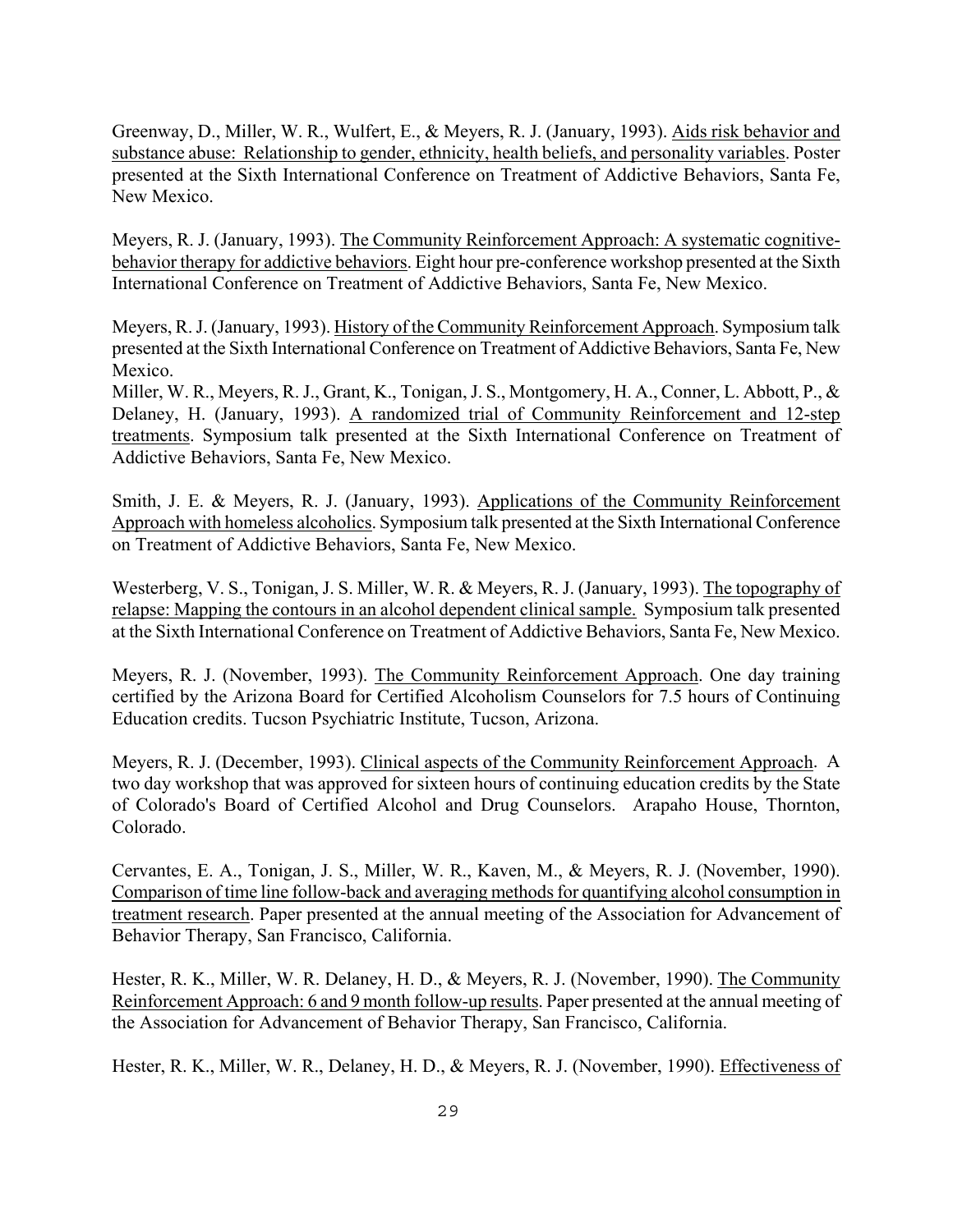Greenway, D., Miller, W. R., Wulfert, E., & Meyers, R. J. (January, 1993). <u>Aids risk behavior and substance abuse: Relationship to gender, ethnicity, health beliefs, and personality variables</u>. Poster presented at the Sixth International Conference on Treatment of Addictive Behaviors, Santa Fe, New Mexico.

Meyers, R. J. (January, 1993). <u>The Community Reinforcement Approach: A systematic cognitive-behavior therapy for addictive behaviors</u>. Eight hour pre-conference workshop presented at the Sixth International Conference on Treatment of Addictive Behaviors, Santa Fe, New Mexico.

Meyers, R. J. (January, 1993). <u>History of the Community Reinforcement Approach</u>. Symposium talk presented at the Sixth International Conference on Treatment of Addictive Behaviors, Santa Fe, New Mexico.
Miller, W. R., Meyers, R. J., Grant, K., Tonigan, J. S., Montgomery, H. A., Conner, L. Abbott, P., & Delaney, H. (January, 1993). <u>A randomized trial of Community Reinforcement and 12-step treatments</u>. Symposium talk presented at the Sixth International Conference on Treatment of Addictive Behaviors, Santa Fe, New Mexico.

Smith, J. E. & Meyers, R. J. (January, 1993). <u>Applications of the Community Reinforcement Approach with homeless alcoholics</u>. Symposium talk presented at the Sixth International Conference on Treatment of Addictive Behaviors, Santa Fe, New Mexico.

Westerberg, V. S., Tonigan, J. S. Miller, W. R. & Meyers, R. J. (January, 1993). <u>The topography of relapse: Mapping the contours in an alcohol dependent clinical sample.</u> Symposium talk presented at the Sixth International Conference on Treatment of Addictive Behaviors, Santa Fe, New Mexico.

Meyers, R. J. (November, 1993). <u>The Community Reinforcement Approach</u>. One day training certified by the Arizona Board for Certified Alcoholism Counselors for 7.5 hours of Continuing Education credits. Tucson Psychiatric Institute, Tucson, Arizona.

Meyers, R. J. (December, 1993). <u>Clinical aspects of the Community Reinforcement Approach</u>. A two day workshop that was approved for sixteen hours of continuing education credits by the State of Colorado's Board of Certified Alcohol and Drug Counselors. Arapaho House, Thornton, Colorado.

Cervantes, E. A., Tonigan, J. S., Miller, W. R., Kaven, M., & Meyers, R. J. (November, 1990). <u>Comparison of time line follow-back and averaging methods for quantifying alcohol consumption in treatment research</u>. Paper presented at the annual meeting of the Association for Advancement of Behavior Therapy, San Francisco, California.

Hester, R. K., Miller, W. R. Delaney, H. D., & Meyers, R. J. (November, 1990). <u>The Community Reinforcement Approach: 6 and 9 month follow-up results</u>. Paper presented at the annual meeting of the Association for Advancement of Behavior Therapy, San Francisco, California.

Hester, R. K., Miller, W. R., Delaney, H. D., & Meyers, R. J. (November, 1990). <u>Effectiveness of</u>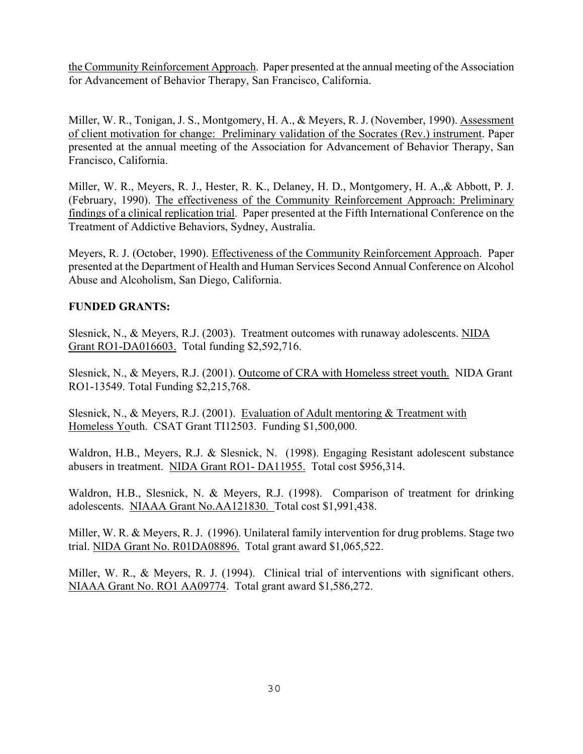the Community Reinforcement Approach. Paper presented at the annual meeting of the Association for Advancement of Behavior Therapy, San Francisco, California.

Miller, W. R., Tonigan, J. S., Montgomery, H. A., & Meyers, R. J. (November, 1990). Assessment of client motivation for change: Preliminary validation of the Socrates (Rev.) instrument. Paper presented at the annual meeting of the Association for Advancement of Behavior Therapy, San Francisco, California.

Miller, W. R., Meyers, R. J., Hester, R. K., Delaney, H. D., Montgomery, H. A.,& Abbott, P. J. (February, 1990). The effectiveness of the Community Reinforcement Approach: Preliminary findings of a clinical replication trial. Paper presented at the Fifth International Conference on the Treatment of Addictive Behaviors, Sydney, Australia.

Meyers, R. J. (October, 1990). Effectiveness of the Community Reinforcement Approach. Paper presented at the Department of Health and Human Services Second Annual Conference on Alcohol Abuse and Alcoholism, San Diego, California.

**FUNDED GRANTS:**

Slesnick, N., & Meyers, R.J. (2003). Treatment outcomes with runaway adolescents. NIDA Grant RO1-DA016603. Total funding $2,592,716.

Slesnick, N., & Meyers, R.J. (2001). Outcome of CRA with Homeless street youth. NIDA Grant RO1-13549. Total Funding $2,215,768.

Slesnick, N., & Meyers, R.J. (2001). Evaluation of Adult mentoring & Treatment with Homeless Youth. CSAT Grant TI12503. Funding $1,500,000.

Waldron, H.B., Meyers, R.J. & Slesnick, N. (1998). Engaging Resistant adolescent substance abusers in treatment. NIDA Grant RO1- DA11955. Total cost $956,314.

Waldron, H.B., Slesnick, N. & Meyers, R.J. (1998). Comparison of treatment for drinking adolescents. NIAAA Grant No.AA121830. Total cost $1,991,438.

Miller, W. R. & Meyers, R. J. (1996). Unilateral family intervention for drug problems. Stage two trial. NIDA Grant No. R01DA08896. Total grant award $1,065,522.

Miller, W. R., & Meyers, R. J. (1994). Clinical trial of interventions with significant others. NIAAA Grant No. RO1 AA09774. Total grant award $1,586,272.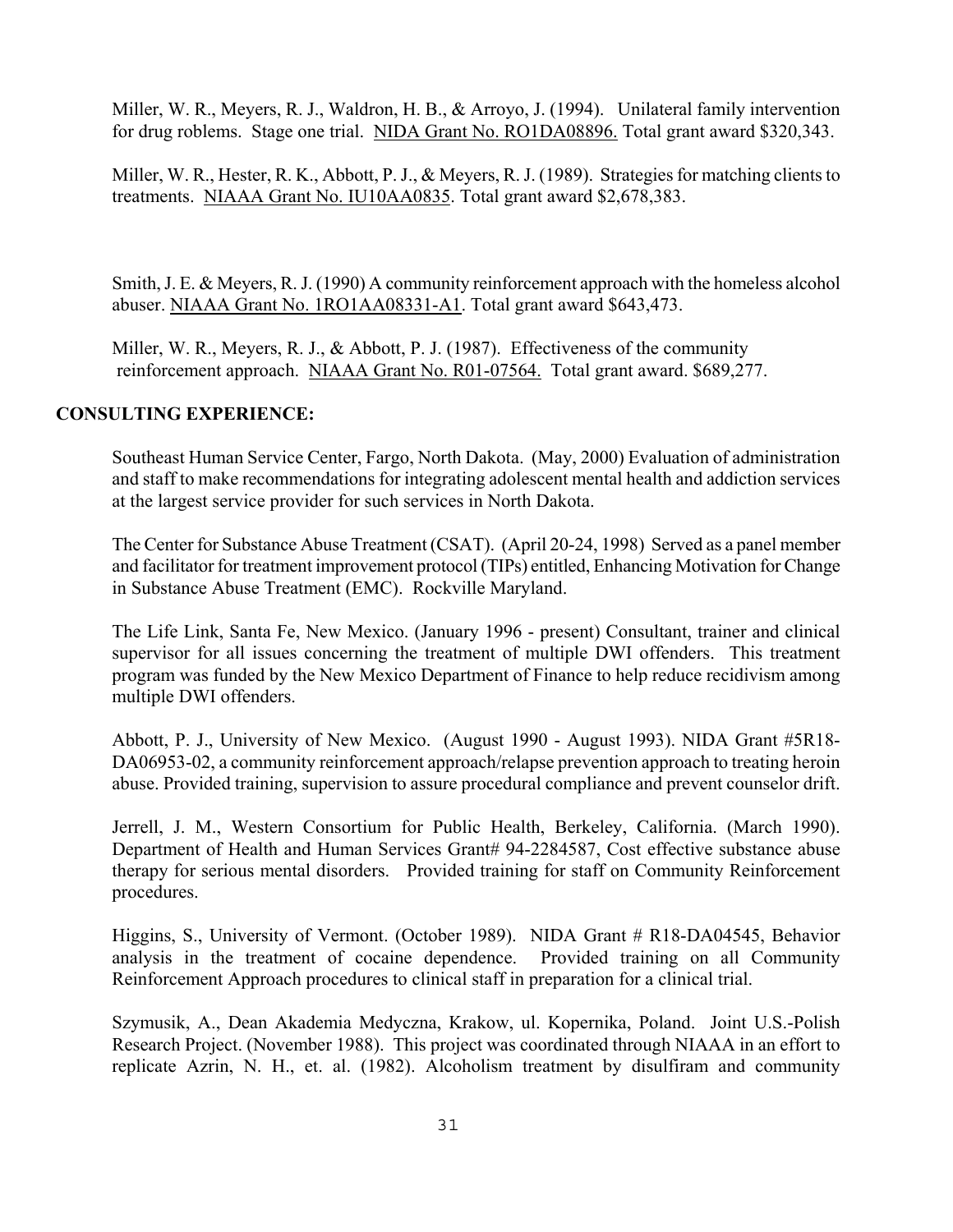Miller, W. R., Meyers, R. J., Waldron, H. B., & Arroyo, J. (1994). Unilateral family intervention for drug roblems. Stage one trial. NIDA Grant No. RO1DA08896. Total grant award $320,343.

Miller, W. R., Hester, R. K., Abbott, P. J., & Meyers, R. J. (1989). Strategies for matching clients to treatments. NIAAA Grant No. IU10AA0835. Total grant award $2,678,383.

Smith, J. E. & Meyers, R. J. (1990) A community reinforcement approach with the homeless alcohol abuser. NIAAA Grant No. 1RO1AA08331-A1. Total grant award $643,473.

Miller, W. R., Meyers, R. J., & Abbott, P. J. (1987). Effectiveness of the community reinforcement approach. NIAAA Grant No. R01-07564. Total grant award. $689,277.

## CONSULTING EXPERIENCE:

Southeast Human Service Center, Fargo, North Dakota. (May, 2000) Evaluation of administration and staff to make recommendations for integrating adolescent mental health and addiction services at the largest service provider for such services in North Dakota.

The Center for Substance Abuse Treatment (CSAT). (April 20-24, 1998) Served as a panel member and facilitator for treatment improvement protocol (TIPs) entitled, Enhancing Motivation for Change in Substance Abuse Treatment (EMC). Rockville Maryland.

The Life Link, Santa Fe, New Mexico. (January 1996 - present) Consultant, trainer and clinical supervisor for all issues concerning the treatment of multiple DWI offenders. This treatment program was funded by the New Mexico Department of Finance to help reduce recidivism among multiple DWI offenders.

Abbott, P. J., University of New Mexico. (August 1990 - August 1993). NIDA Grant #5R18-DA06953-02, a community reinforcement approach/relapse prevention approach to treating heroin abuse. Provided training, supervision to assure procedural compliance and prevent counselor drift.

Jerrell, J. M., Western Consortium for Public Health, Berkeley, California. (March 1990). Department of Health and Human Services Grant# 94-2284587, Cost effective substance abuse therapy for serious mental disorders. Provided training for staff on Community Reinforcement procedures.

Higgins, S., University of Vermont. (October 1989). NIDA Grant # R18-DA04545, Behavior analysis in the treatment of cocaine dependence. Provided training on all Community Reinforcement Approach procedures to clinical staff in preparation for a clinical trial.

Szymusik, A., Dean Akademia Medyczna, Krakow, ul. Kopernika, Poland. Joint U.S.-Polish Research Project. (November 1988). This project was coordinated through NIAAA in an effort to replicate Azrin, N. H., et. al. (1982). Alcoholism treatment by disulfiram and community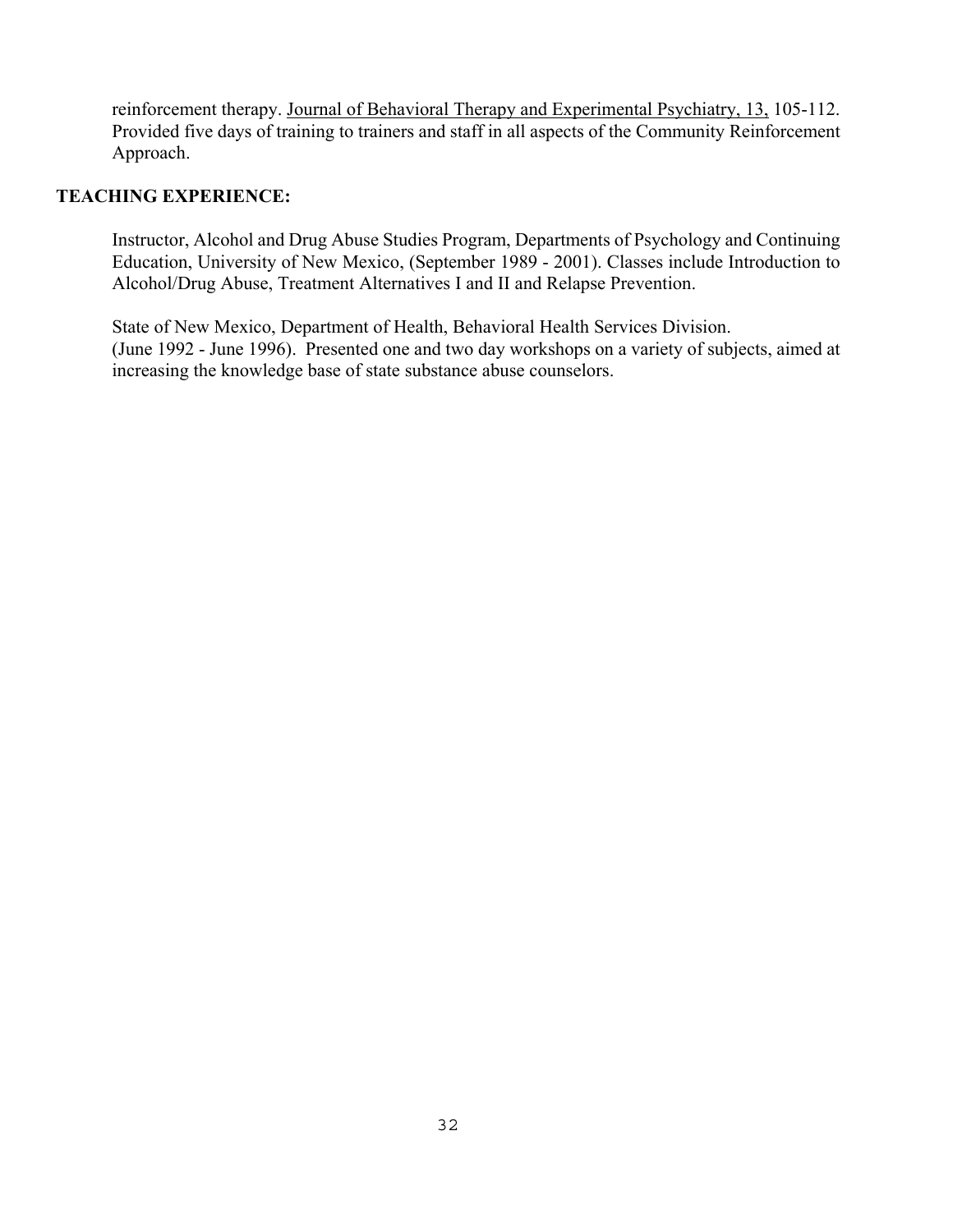reinforcement therapy. Journal of Behavioral Therapy and Experimental Psychiatry, 13, 105-112. Provided five days of training to trainers and staff in all aspects of the Community Reinforcement Approach.

**TEACHING EXPERIENCE:**

Instructor, Alcohol and Drug Abuse Studies Program, Departments of Psychology and Continuing Education, University of New Mexico, (September 1989 - 2001). Classes include Introduction to Alcohol/Drug Abuse, Treatment Alternatives I and II and Relapse Prevention.

State of New Mexico, Department of Health, Behavioral Health Services Division. (June 1992 - June 1996). Presented one and two day workshops on a variety of subjects, aimed at increasing the knowledge base of state substance abuse counselors.